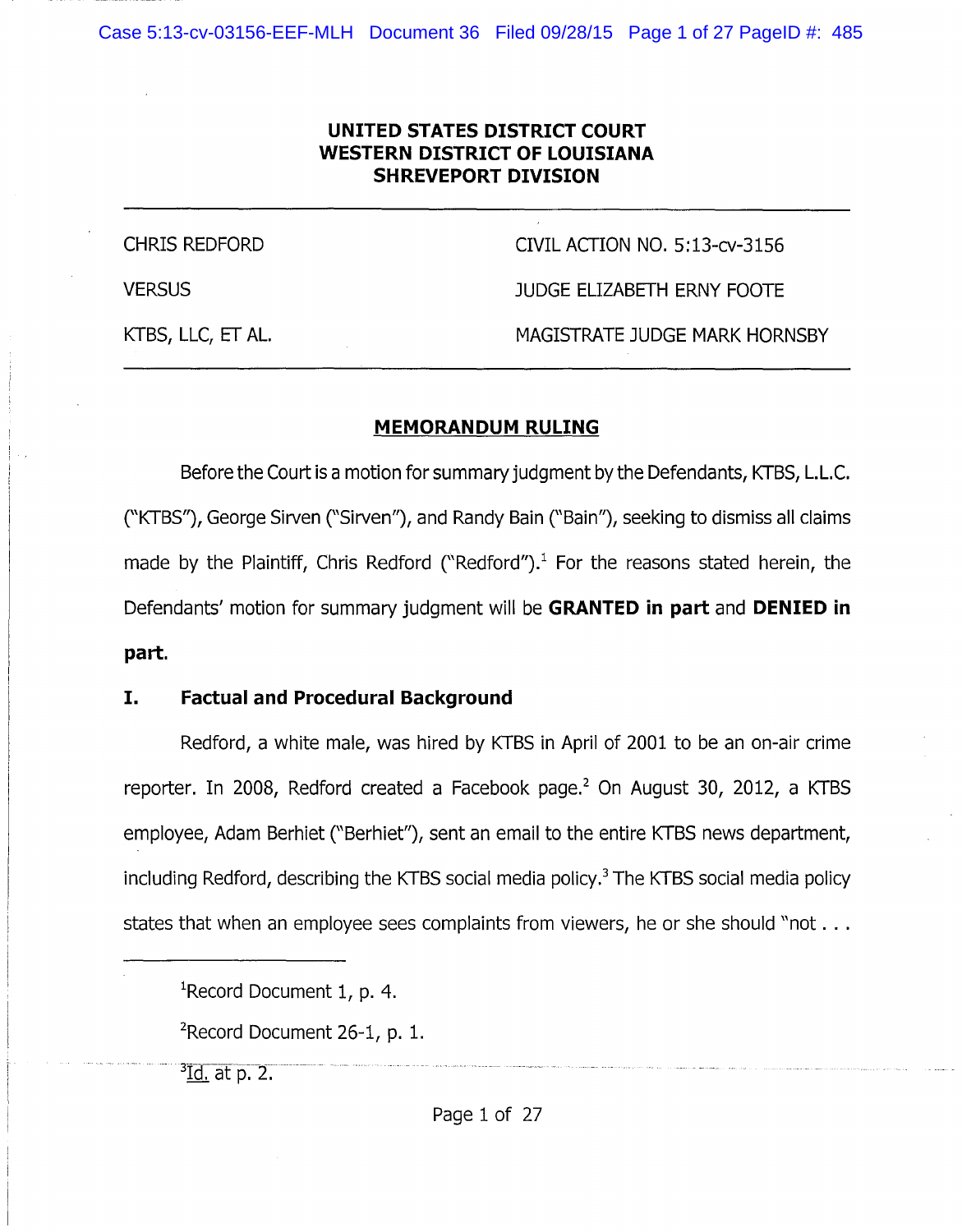**UNITED STATES DISTRICT COURT**
**WESTERN DISTRICT OF LOUISIANA**
**SHREVEPORT DIVISION**

| | |
|---|---|
| CHRIS REDFORD | CIVIL ACTION NO. 5:13-cv-3156 |
| VERSUS | JUDGE ELIZABETH ERNY FOOTE |
| KTBS, LLC, ET AL. | MAGISTRATE JUDGE MARK HORNSBY |

## MEMORANDUM RULING

Before the Court is a motion for summary judgment by the Defendants, KTBS, L.L.C. ("KTBS"), George Sirven ("Sirven"), and Randy Bain ("Bain"), seeking to dismiss all claims made by the Plaintiff, Chris Redford ("Redford").[1] For the reasons stated herein, the Defendants' motion for summary judgment will be **GRANTED in part** and **DENIED in part.**

### I. Factual and Procedural Background

Redford, a white male, was hired by KTBS in April of 2001 to be an on-air crime reporter. In 2008, Redford created a Facebook page.[2] On August 30, 2012, a KTBS employee, Adam Berhiet ("Berhiet"), sent an email to the entire KTBS news department, including Redford, describing the KTBS social media policy.[3] The KTBS social media policy states that when an employee sees complaints from viewers, he or she should "not . . .

---

[1]Record Document 1, p. 4.

[2]Record Document 26-1, p. 1.

[3]Id. at p. 2.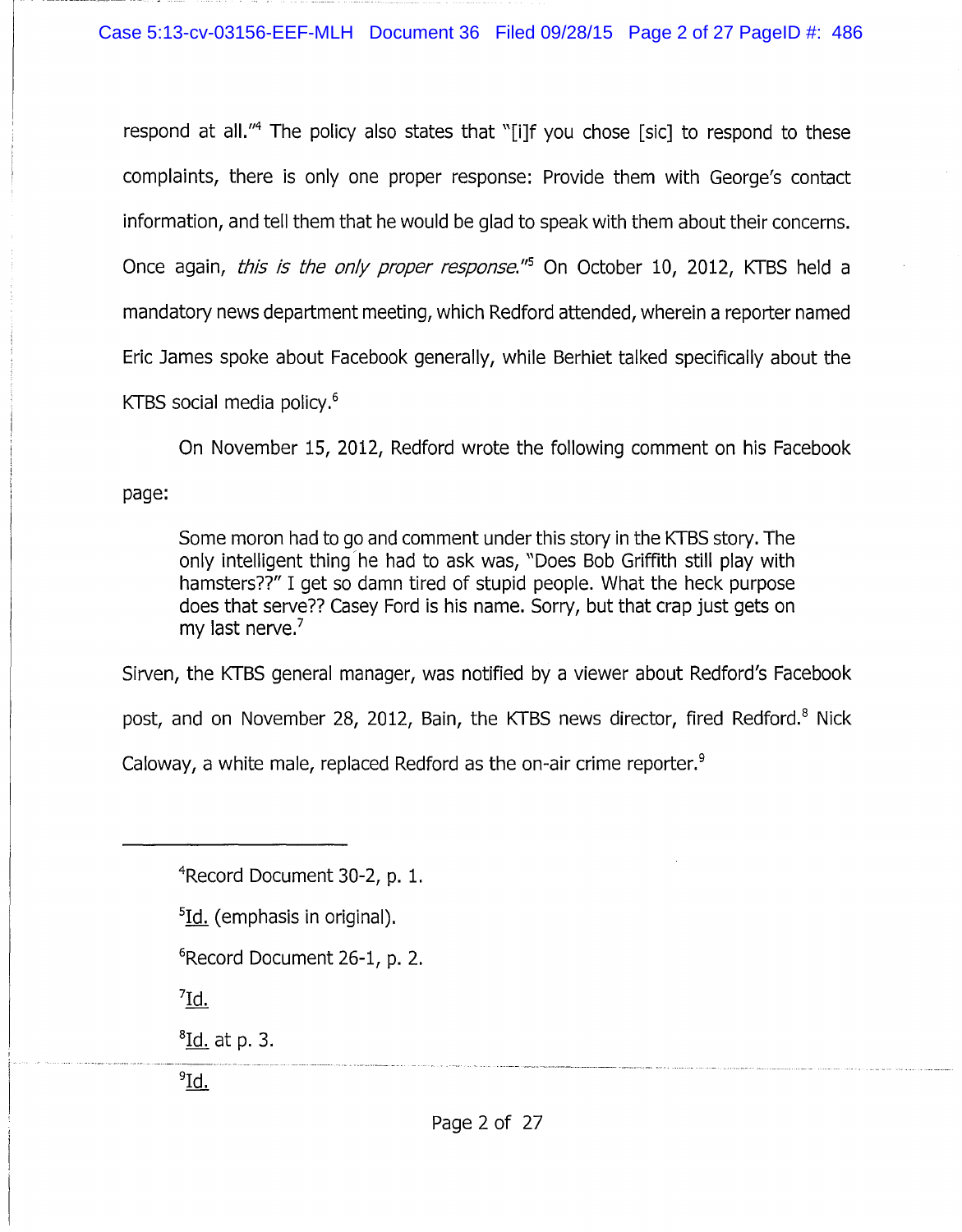respond at all."[4] The policy also states that "[i]f you chose [sic] to respond to these complaints, there is only one proper response: Provide them with George's contact information, and tell them that he would be glad to speak with them about their concerns. Once again, *this is the only proper response*."[5] On October 10, 2012, KTBS held a mandatory news department meeting, which Redford attended, wherein a reporter named Eric James spoke about Facebook generally, while Berhiet talked specifically about the KTBS social media policy.[6]

On November 15, 2012, Redford wrote the following comment on his Facebook page:

> Some moron had to go and comment under this story in the KTBS story. The only intelligent thing he had to ask was, "Does Bob Griffith still play with hamsters??" I get so damn tired of stupid people. What the heck purpose does that serve?? Casey Ford is his name. Sorry, but that crap just gets on my last nerve.[7]

Sirven, the KTBS general manager, was notified by a viewer about Redford's Facebook post, and on November 28, 2012, Bain, the KTBS news director, fired Redford.[8] Nick Caloway, a white male, replaced Redford as the on-air crime reporter.[9]

---

[4]Record Document 30-2, p. 1.

[5]Id. (emphasis in original).

[6]Record Document 26-1, p. 2.

[7]Id.

[8]Id. at p. 3.

[9]Id.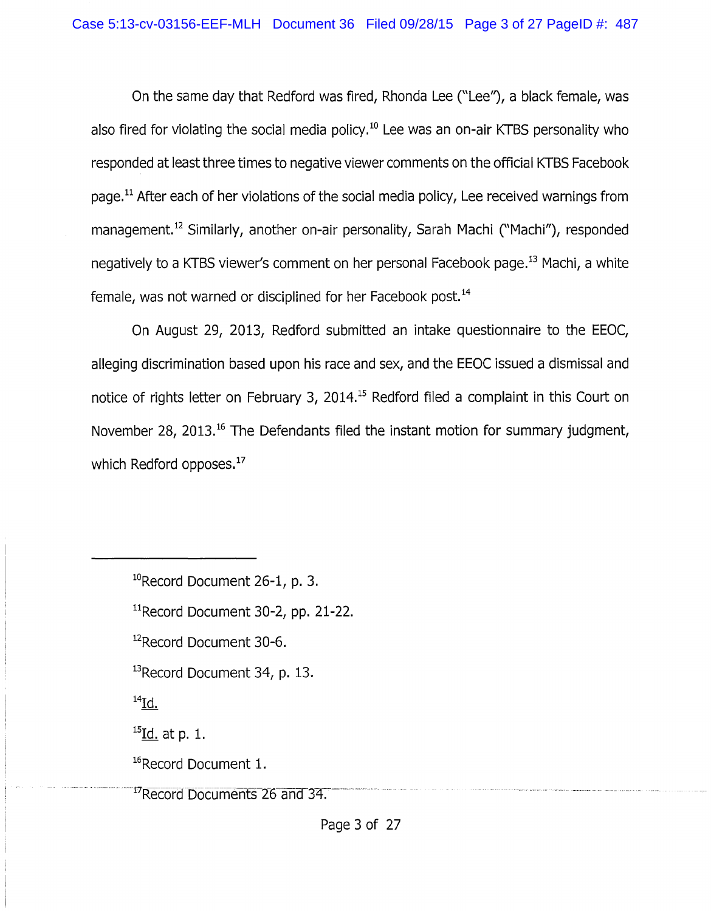On the same day that Redford was fired, Rhonda Lee ("Lee"), a black female, was also fired for violating the social media policy.[10] Lee was an on-air KTBS personality who responded at least three times to negative viewer comments on the official KTBS Facebook page.[11] After each of her violations of the social media policy, Lee received warnings from management.[12] Similarly, another on-air personality, Sarah Machi ("Machi"), responded negatively to a KTBS viewer's comment on her personal Facebook page.[13] Machi, a white female, was not warned or disciplined for her Facebook post.[14]

On August 29, 2013, Redford submitted an intake questionnaire to the EEOC, alleging discrimination based upon his race and sex, and the EEOC issued a dismissal and notice of rights letter on February 3, 2014.[15] Redford filed a complaint in this Court on November 28, 2013.[16] The Defendants filed the instant motion for summary judgment, which Redford opposes.[17]

---

[10] Record Document 26-1, p. 3.

[11] Record Document 30-2, pp. 21-22.

[12] Record Document 30-6.

[13] Record Document 34, p. 13.

[14] Id.

[15] Id. at p. 1.

[16] Record Document 1.

[17] Record Documents 26 and 34.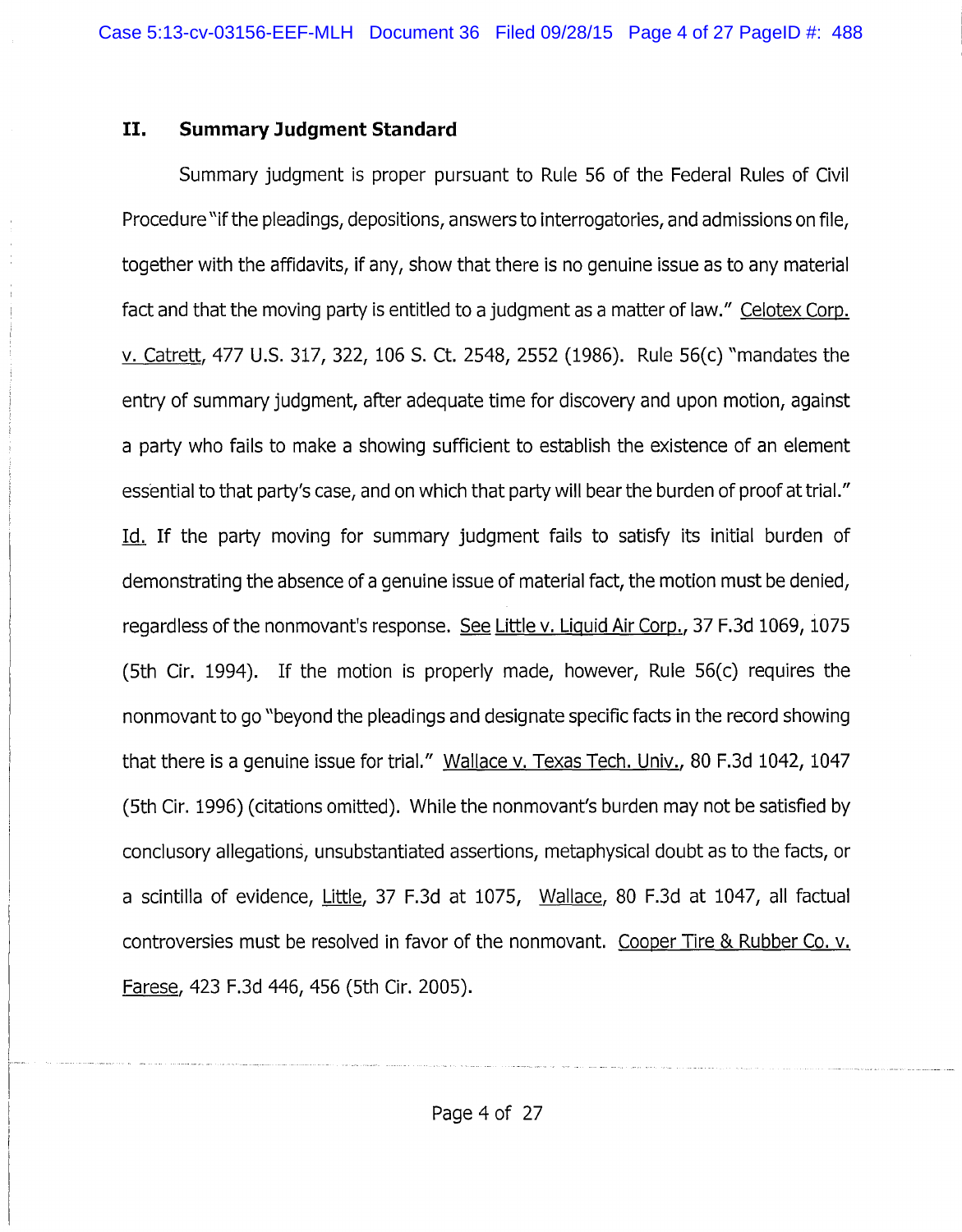## II. Summary Judgment Standard

Summary judgment is proper pursuant to Rule 56 of the Federal Rules of Civil Procedure "if the pleadings, depositions, answers to interrogatories, and admissions on file, together with the affidavits, if any, show that there is no genuine issue as to any material fact and that the moving party is entitled to a judgment as a matter of law." Celotex Corp. v. Catrett, 477 U.S. 317, 322, 106 S. Ct. 2548, 2552 (1986). Rule 56(c) "mandates the entry of summary judgment, after adequate time for discovery and upon motion, against a party who fails to make a showing sufficient to establish the existence of an element essential to that party's case, and on which that party will bear the burden of proof at trial." Id. If the party moving for summary judgment fails to satisfy its initial burden of demonstrating the absence of a genuine issue of material fact, the motion must be denied, regardless of the nonmovant's response. See Little v. Liquid Air Corp., 37 F.3d 1069, 1075 (5th Cir. 1994). If the motion is properly made, however, Rule 56(c) requires the nonmovant to go "beyond the pleadings and designate specific facts in the record showing that there is a genuine issue for trial." Wallace v. Texas Tech. Univ., 80 F.3d 1042, 1047 (5th Cir. 1996) (citations omitted). While the nonmovant's burden may not be satisfied by conclusory allegations, unsubstantiated assertions, metaphysical doubt as to the facts, or a scintilla of evidence, Little, 37 F.3d at 1075, Wallace, 80 F.3d at 1047, all factual controversies must be resolved in favor of the nonmovant. Cooper Tire & Rubber Co. v. Farese, 423 F.3d 446, 456 (5th Cir. 2005).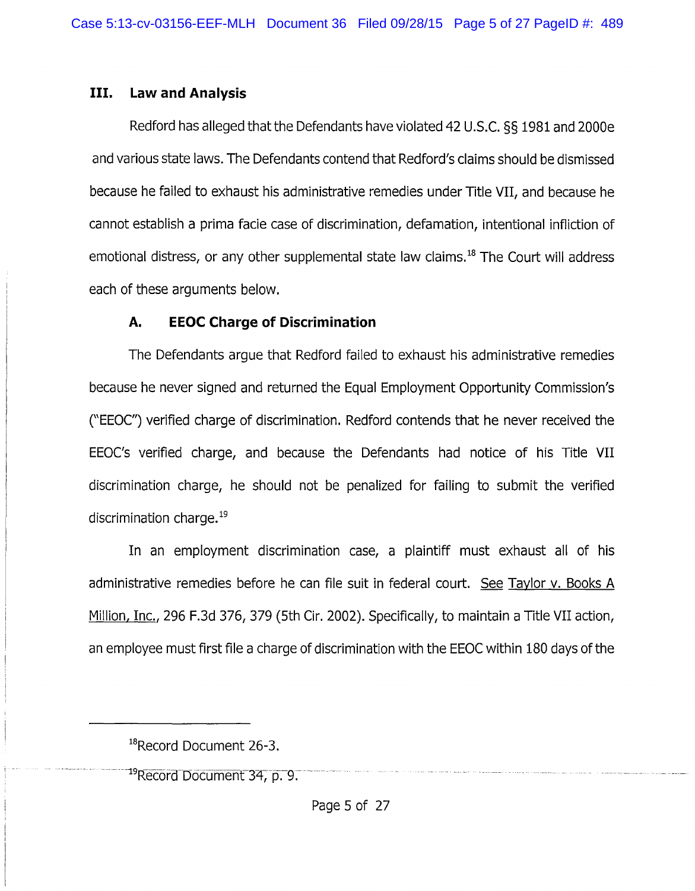## III. Law and Analysis

Redford has alleged that the Defendants have violated 42 U.S.C. §§ 1981 and 2000e and various state laws. The Defendants contend that Redford's claims should be dismissed because he failed to exhaust his administrative remedies under Title VII, and because he cannot establish a prima facie case of discrimination, defamation, intentional infliction of emotional distress, or any other supplemental state law claims.[18] The Court will address each of these arguments below.

### A. EEOC Charge of Discrimination

The Defendants argue that Redford failed to exhaust his administrative remedies because he never signed and returned the Equal Employment Opportunity Commission's ("EEOC") verified charge of discrimination. Redford contends that he never received the EEOC's verified charge, and because the Defendants had notice of his Title VII discrimination charge, he should not be penalized for failing to submit the verified discrimination charge.[19]

In an employment discrimination case, a plaintiff must exhaust all of his administrative remedies before he can file suit in federal court. See Taylor v. Books A Million, Inc., 296 F.3d 376, 379 (5th Cir. 2002). Specifically, to maintain a Title VII action, an employee must first file a charge of discrimination with the EEOC within 180 days of the

---

[18] Record Document 26-3.

[19] Record Document 34, p. 9.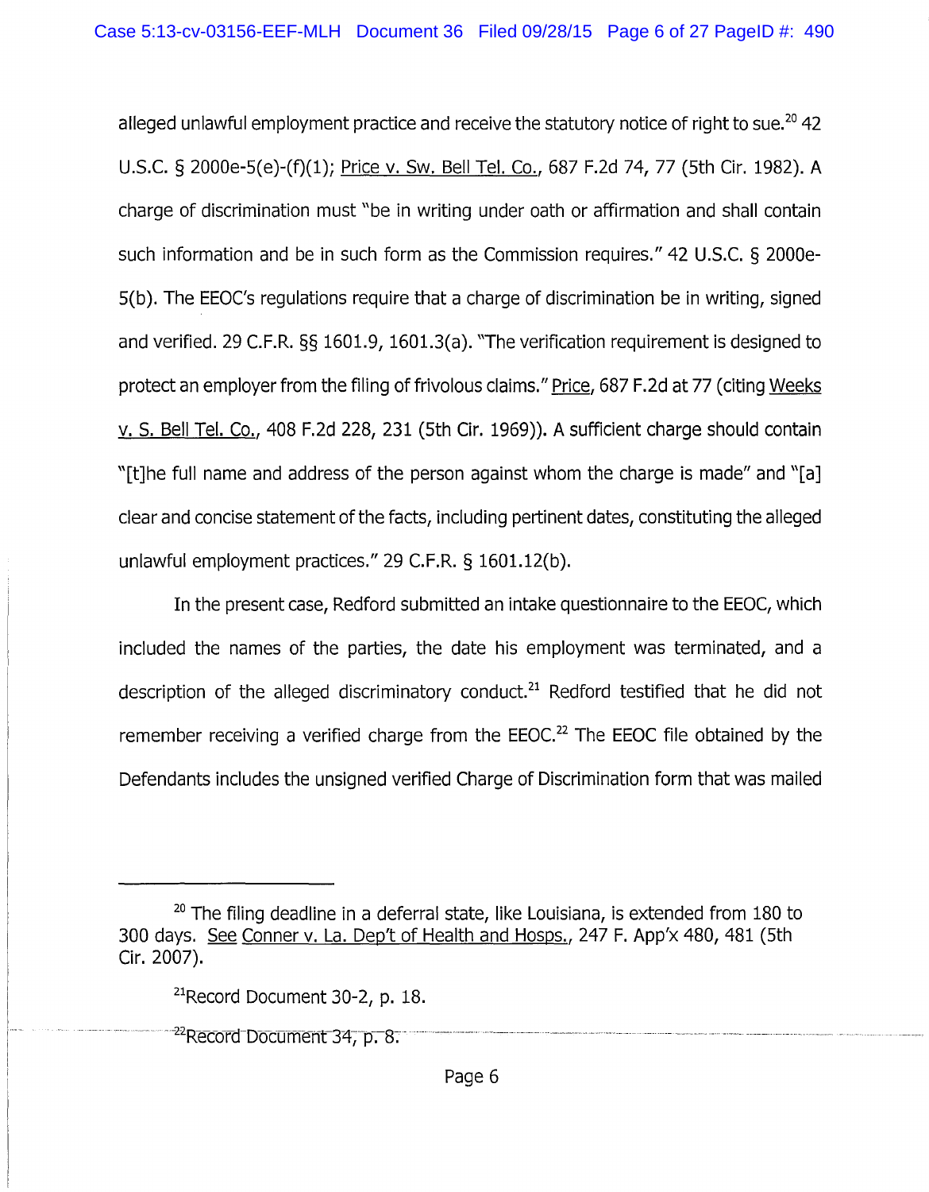alleged unlawful employment practice and receive the statutory notice of right to sue.[20] 42 U.S.C. § 2000e-5(e)-(f)(1); Price v. Sw. Bell Tel. Co., 687 F.2d 74, 77 (5th Cir. 1982). A charge of discrimination must "be in writing under oath or affirmation and shall contain such information and be in such form as the Commission requires." 42 U.S.C. § 2000e-5(b). The EEOC's regulations require that a charge of discrimination be in writing, signed and verified. 29 C.F.R. §§ 1601.9, 1601.3(a). "The verification requirement is designed to protect an employer from the filing of frivolous claims." Price, 687 F.2d at 77 (citing Weeks v. S. Bell Tel. Co., 408 F.2d 228, 231 (5th Cir. 1969)). A sufficient charge should contain "[t]he full name and address of the person against whom the charge is made" and "[a] clear and concise statement of the facts, including pertinent dates, constituting the alleged unlawful employment practices." 29 C.F.R. § 1601.12(b).

In the present case, Redford submitted an intake questionnaire to the EEOC, which included the names of the parties, the date his employment was terminated, and a description of the alleged discriminatory conduct.[21] Redford testified that he did not remember receiving a verified charge from the EEOC.[22] The EEOC file obtained by the Defendants includes the unsigned verified Charge of Discrimination form that was mailed

---

[20] The filing deadline in a deferral state, like Louisiana, is extended from 180 to 300 days. See Conner v. La. Dep't of Health and Hosps., 247 F. App'x 480, 481 (5th Cir. 2007).

[21] Record Document 30-2, p. 18.

[22] Record Document 34, p. 8.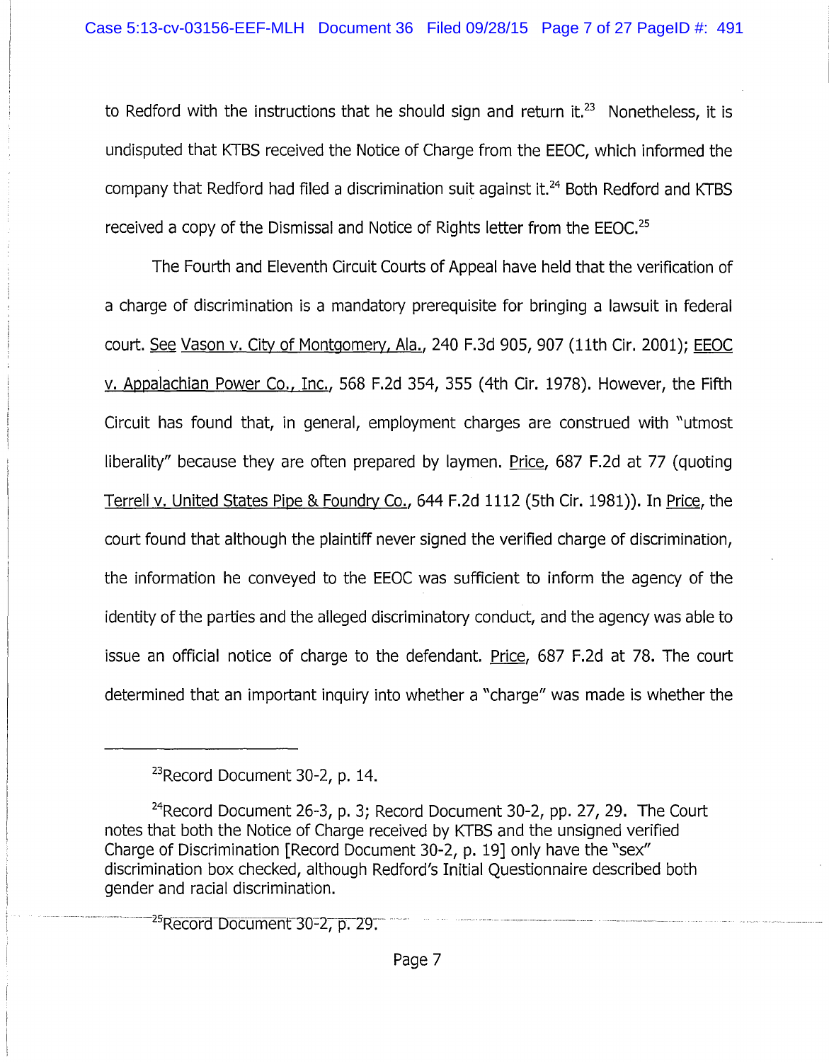to Redford with the instructions that he should sign and return it.[23] Nonetheless, it is undisputed that KTBS received the Notice of Charge from the EEOC, which informed the company that Redford had filed a discrimination suit against it.[24] Both Redford and KTBS received a copy of the Dismissal and Notice of Rights letter from the EEOC.[25]

The Fourth and Eleventh Circuit Courts of Appeal have held that the verification of a charge of discrimination is a mandatory prerequisite for bringing a lawsuit in federal court. See Vason v. City of Montgomery, Ala., 240 F.3d 905, 907 (11th Cir. 2001); EEOC v. Appalachian Power Co., Inc., 568 F.2d 354, 355 (4th Cir. 1978). However, the Fifth Circuit has found that, in general, employment charges are construed with "utmost liberality" because they are often prepared by laymen. Price, 687 F.2d at 77 (quoting Terrell v. United States Pipe & Foundry Co., 644 F.2d 1112 (5th Cir. 1981)). In Price, the court found that although the plaintiff never signed the verified charge of discrimination, the information he conveyed to the EEOC was sufficient to inform the agency of the identity of the parties and the alleged discriminatory conduct, and the agency was able to issue an official notice of charge to the defendant. Price, 687 F.2d at 78. The court determined that an important inquiry into whether a "charge" was made is whether the

---

[23] Record Document 30-2, p. 14.

[24] Record Document 26-3, p. 3; Record Document 30-2, pp. 27, 29. The Court notes that both the Notice of Charge received by KTBS and the unsigned verified Charge of Discrimination [Record Document 30-2, p. 19] only have the "sex" discrimination box checked, although Redford's Initial Questionnaire described both gender and racial discrimination.

[25] Record Document 30-2, p. 29.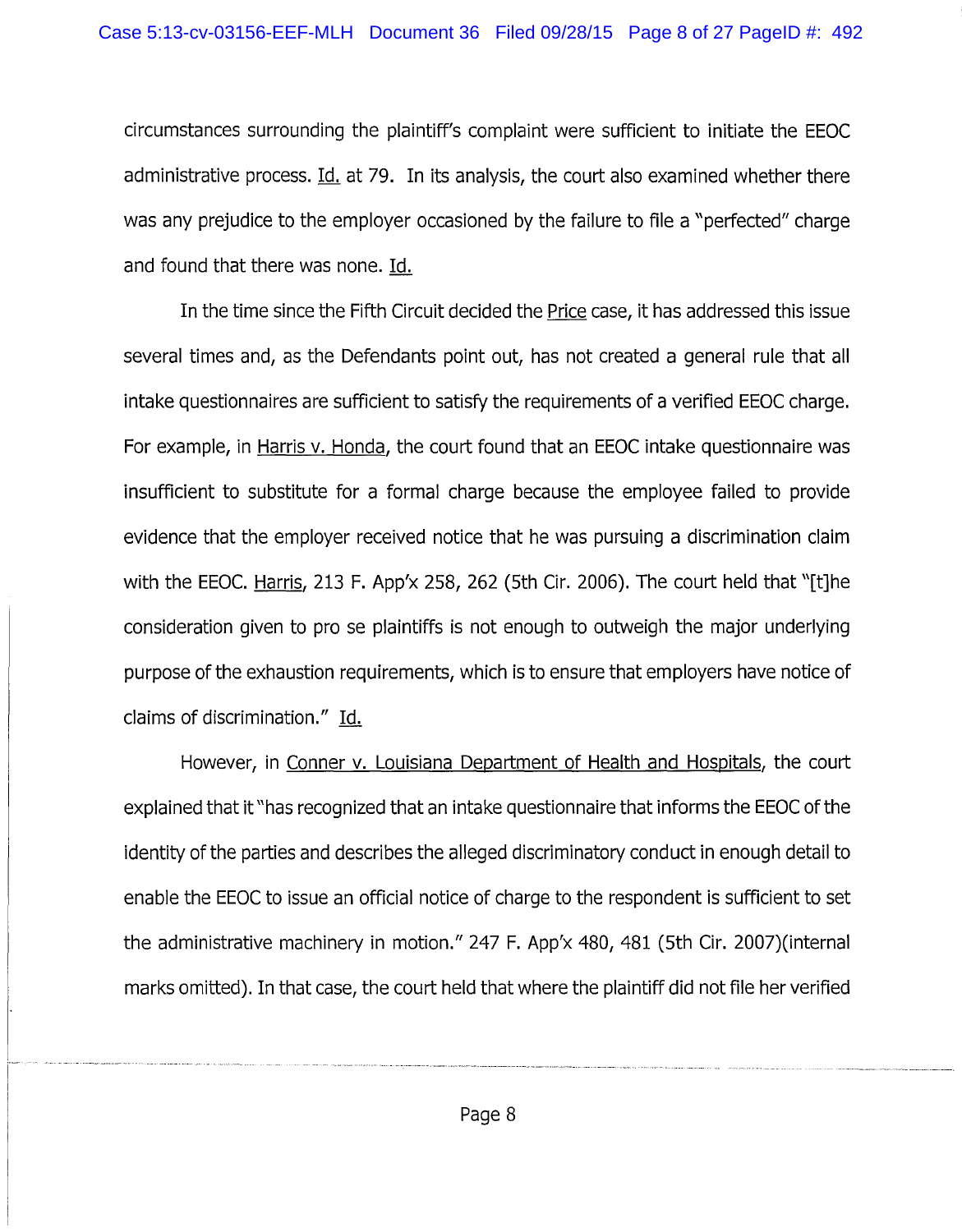circumstances surrounding the plaintiff's complaint were sufficient to initiate the EEOC administrative process. Id. at 79. In its analysis, the court also examined whether there was any prejudice to the employer occasioned by the failure to file a "perfected" charge and found that there was none. Id.

In the time since the Fifth Circuit decided the Price case, it has addressed this issue several times and, as the Defendants point out, has not created a general rule that all intake questionnaires are sufficient to satisfy the requirements of a verified EEOC charge. For example, in Harris v. Honda, the court found that an EEOC intake questionnaire was insufficient to substitute for a formal charge because the employee failed to provide evidence that the employer received notice that he was pursuing a discrimination claim with the EEOC. Harris, 213 F. App'x 258, 262 (5th Cir. 2006). The court held that "[t]he consideration given to pro se plaintiffs is not enough to outweigh the major underlying purpose of the exhaustion requirements, which is to ensure that employers have notice of claims of discrimination." Id.

However, in Conner v. Louisiana Department of Health and Hospitals, the court explained that it "has recognized that an intake questionnaire that informs the EEOC of the identity of the parties and describes the alleged discriminatory conduct in enough detail to enable the EEOC to issue an official notice of charge to the respondent is sufficient to set the administrative machinery in motion." 247 F. App'x 480, 481 (5th Cir. 2007)(internal marks omitted). In that case, the court held that where the plaintiff did not file her verified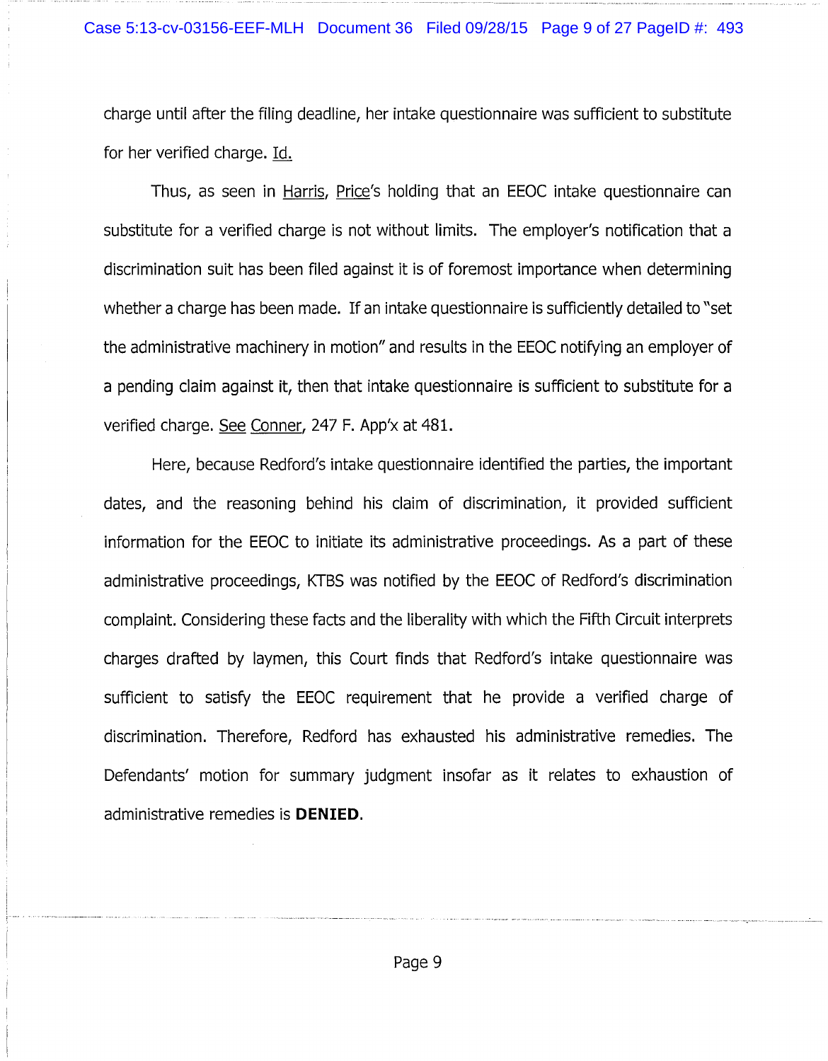charge until after the filing deadline, her intake questionnaire was sufficient to substitute for her verified charge. Id.

Thus, as seen in Harris, Price's holding that an EEOC intake questionnaire can substitute for a verified charge is not without limits. The employer's notification that a discrimination suit has been filed against it is of foremost importance when determining whether a charge has been made. If an intake questionnaire is sufficiently detailed to "set the administrative machinery in motion" and results in the EEOC notifying an employer of a pending claim against it, then that intake questionnaire is sufficient to substitute for a verified charge. See Conner, 247 F. App'x at 481.

Here, because Redford's intake questionnaire identified the parties, the important dates, and the reasoning behind his claim of discrimination, it provided sufficient information for the EEOC to initiate its administrative proceedings. As a part of these administrative proceedings, KTBS was notified by the EEOC of Redford's discrimination complaint. Considering these facts and the liberality with which the Fifth Circuit interprets charges drafted by laymen, this Court finds that Redford's intake questionnaire was sufficient to satisfy the EEOC requirement that he provide a verified charge of discrimination. Therefore, Redford has exhausted his administrative remedies. The Defendants' motion for summary judgment insofar as it relates to exhaustion of administrative remedies is **DENIED**.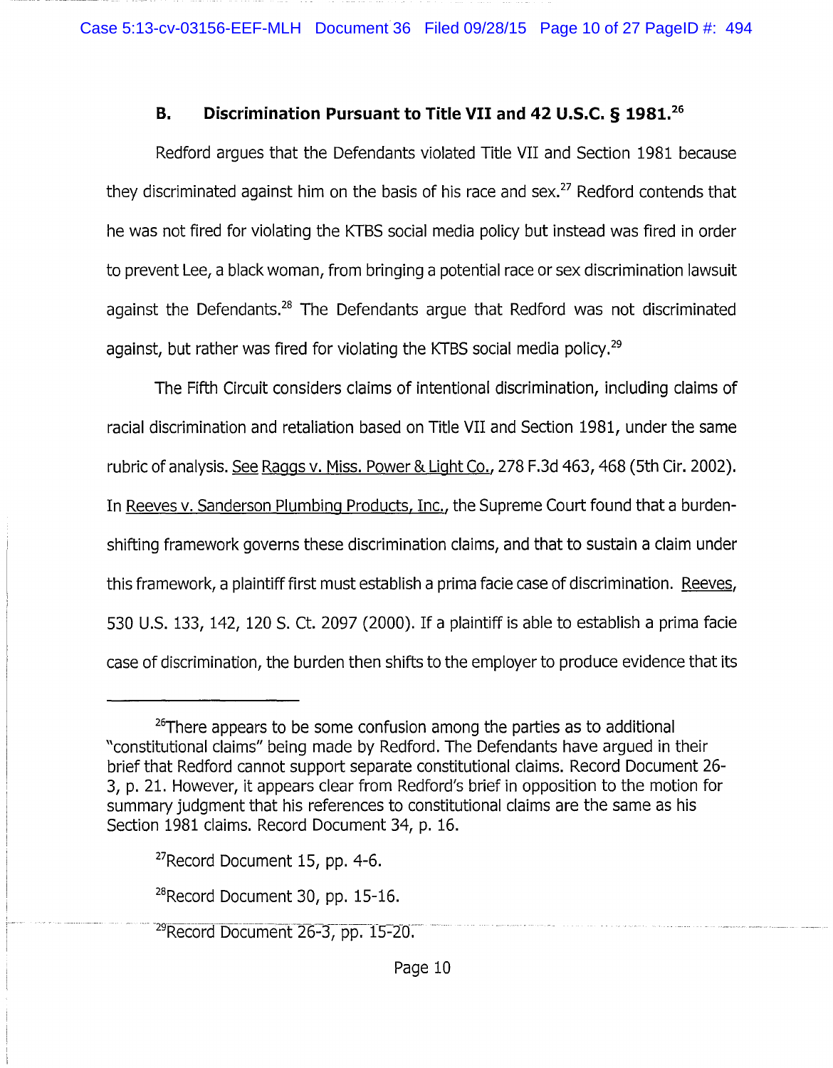### B. Discrimination Pursuant to Title VII and 42 U.S.C. § 1981.[26]

Redford argues that the Defendants violated Title VII and Section 1981 because they discriminated against him on the basis of his race and sex.[27] Redford contends that he was not fired for violating the KTBS social media policy but instead was fired in order to prevent Lee, a black woman, from bringing a potential race or sex discrimination lawsuit against the Defendants.[28] The Defendants argue that Redford was not discriminated against, but rather was fired for violating the KTBS social media policy.[29]

The Fifth Circuit considers claims of intentional discrimination, including claims of racial discrimination and retaliation based on Title VII and Section 1981, under the same rubric of analysis. See Raggs v. Miss. Power & Light Co., 278 F.3d 463, 468 (5th Cir. 2002). In Reeves v. Sanderson Plumbing Products, Inc., the Supreme Court found that a burden-shifting framework governs these discrimination claims, and that to sustain a claim under this framework, a plaintiff first must establish a prima facie case of discrimination. Reeves, 530 U.S. 133, 142, 120 S. Ct. 2097 (2000). If a plaintiff is able to establish a prima facie case of discrimination, the burden then shifts to the employer to produce evidence that its

---

[26]There appears to be some confusion among the parties as to additional "constitutional claims" being made by Redford. The Defendants have argued in their brief that Redford cannot support separate constitutional claims. Record Document 26-3, p. 21. However, it appears clear from Redford's brief in opposition to the motion for summary judgment that his references to constitutional claims are the same as his Section 1981 claims. Record Document 34, p. 16.

[27]Record Document 15, pp. 4-6.

[28]Record Document 30, pp. 15-16.

[29]Record Document 26-3, pp. 15-20.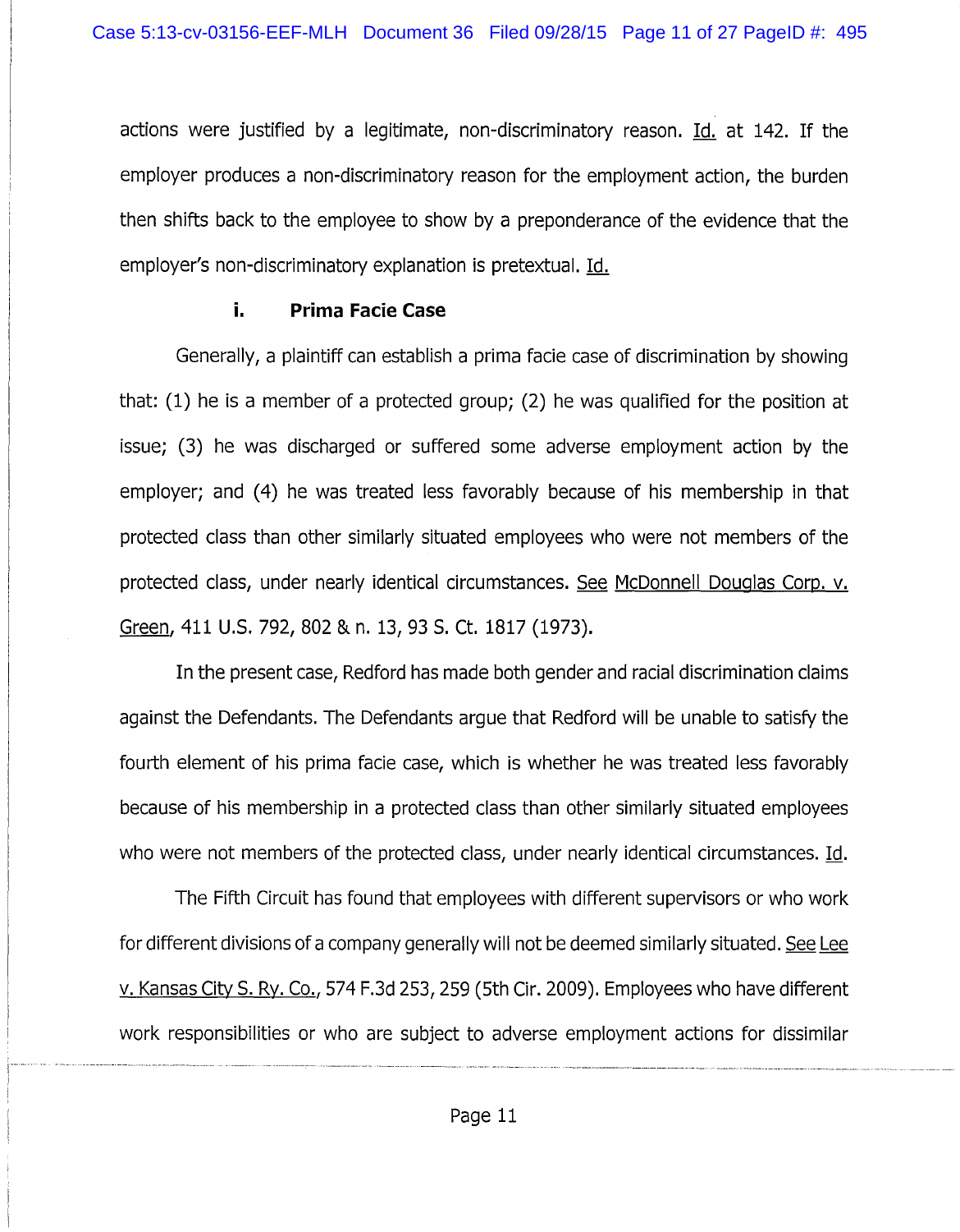actions were justified by a legitimate, non-discriminatory reason. Id. at 142. If the employer produces a non-discriminatory reason for the employment action, the burden then shifts back to the employee to show by a preponderance of the evidence that the employer's non-discriminatory explanation is pretextual. Id.

#### i. Prima Facie Case

Generally, a plaintiff can establish a prima facie case of discrimination by showing that: (1) he is a member of a protected group; (2) he was qualified for the position at issue; (3) he was discharged or suffered some adverse employment action by the employer; and (4) he was treated less favorably because of his membership in that protected class than other similarly situated employees who were not members of the protected class, under nearly identical circumstances. See McDonnell Douglas Corp. v. Green, 411 U.S. 792, 802 & n. 13, 93 S. Ct. 1817 (1973).

In the present case, Redford has made both gender and racial discrimination claims against the Defendants. The Defendants argue that Redford will be unable to satisfy the fourth element of his prima facie case, which is whether he was treated less favorably because of his membership in a protected class than other similarly situated employees who were not members of the protected class, under nearly identical circumstances. Id.

The Fifth Circuit has found that employees with different supervisors or who work for different divisions of a company generally will not be deemed similarly situated. See Lee v. Kansas City S. Ry. Co., 574 F.3d 253, 259 (5th Cir. 2009). Employees who have different work responsibilities or who are subject to adverse employment actions for dissimilar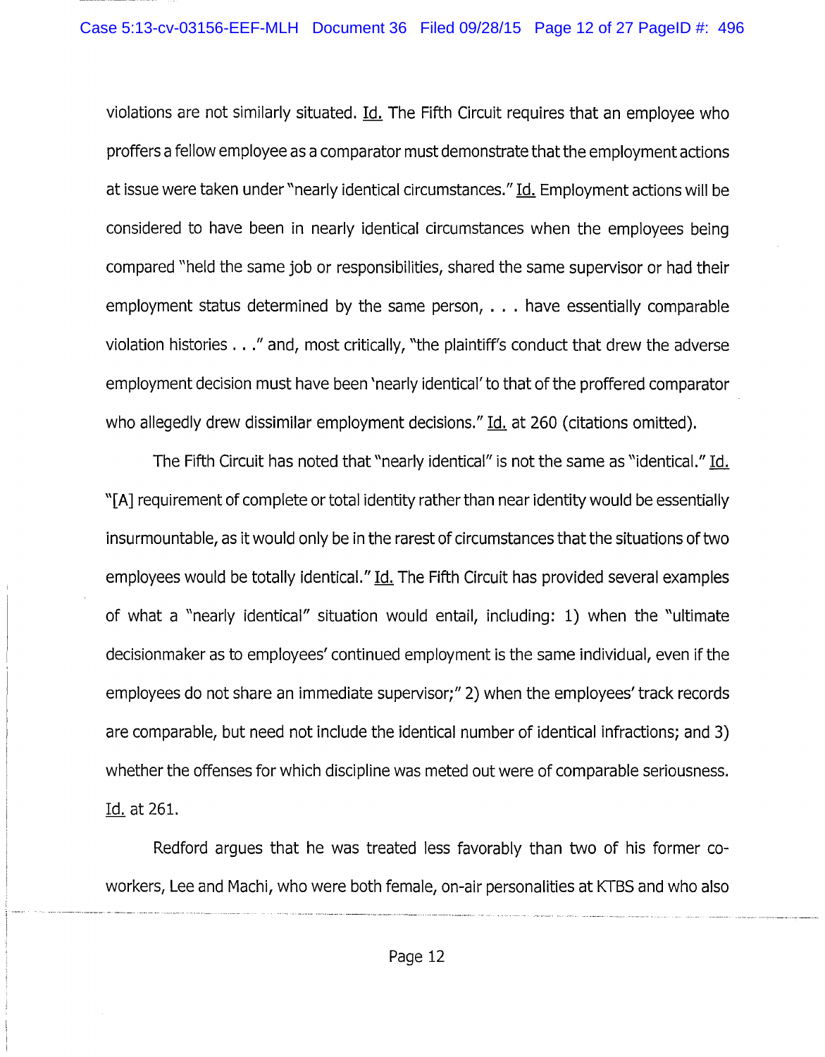violations are not similarly situated. Id. The Fifth Circuit requires that an employee who proffers a fellow employee as a comparator must demonstrate that the employment actions at issue were taken under "nearly identical circumstances." Id. Employment actions will be considered to have been in nearly identical circumstances when the employees being compared "held the same job or responsibilities, shared the same supervisor or had their employment status determined by the same person, . . . have essentially comparable violation histories . . ." and, most critically, "the plaintiff's conduct that drew the adverse employment decision must have been 'nearly identical' to that of the proffered comparator who allegedly drew dissimilar employment decisions." Id. at 260 (citations omitted).

The Fifth Circuit has noted that "nearly identical" is not the same as "identical." Id. "[A] requirement of complete or total identity rather than near identity would be essentially insurmountable, as it would only be in the rarest of circumstances that the situations of two employees would be totally identical." Id. The Fifth Circuit has provided several examples of what a "nearly identical" situation would entail, including: 1) when the "ultimate decisionmaker as to employees' continued employment is the same individual, even if the employees do not share an immediate supervisor;" 2) when the employees' track records are comparable, but need not include the identical number of identical infractions; and 3) whether the offenses for which discipline was meted out were of comparable seriousness. Id. at 261.

Redford argues that he was treated less favorably than two of his former co-workers, Lee and Machi, who were both female, on-air personalities at KTBS and who also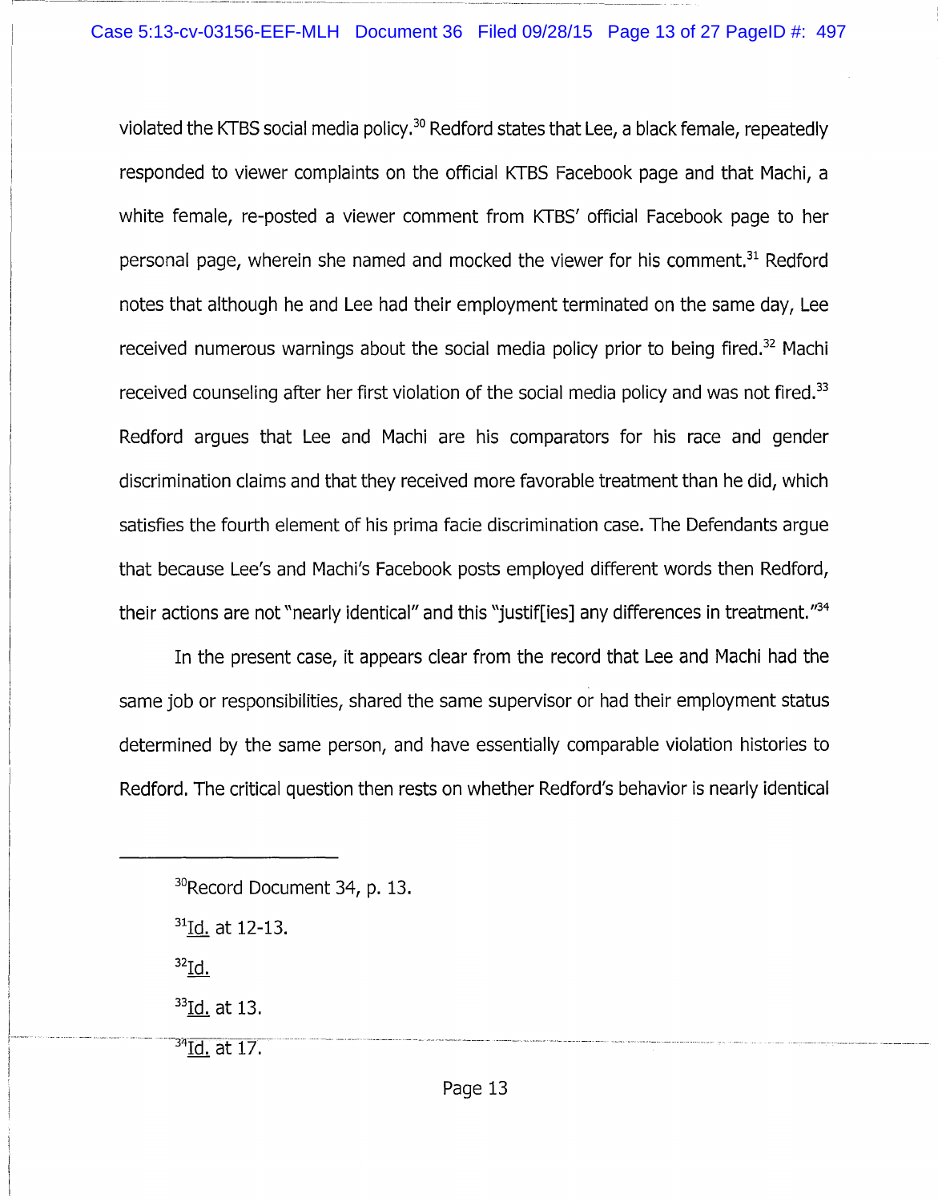violated the KTBS social media policy.[30] Redford states that Lee, a black female, repeatedly responded to viewer complaints on the official KTBS Facebook page and that Machi, a white female, re-posted a viewer comment from KTBS' official Facebook page to her personal page, wherein she named and mocked the viewer for his comment.[31] Redford notes that although he and Lee had their employment terminated on the same day, Lee received numerous warnings about the social media policy prior to being fired.[32] Machi received counseling after her first violation of the social media policy and was not fired.[33] Redford argues that Lee and Machi are his comparators for his race and gender discrimination claims and that they received more favorable treatment than he did, which satisfies the fourth element of his prima facie discrimination case. The Defendants argue that because Lee's and Machi's Facebook posts employed different words then Redford, their actions are not "nearly identical" and this "justif[ies] any differences in treatment."[34]

In the present case, it appears clear from the record that Lee and Machi had the same job or responsibilities, shared the same supervisor or had their employment status determined by the same person, and have essentially comparable violation histories to Redford. The critical question then rests on whether Redford's behavior is nearly identical

---

[30] Record Document 34, p. 13.

[31] Id. at 12-13.

[32] Id.

[33] Id. at 13.

[34] Id. at 17.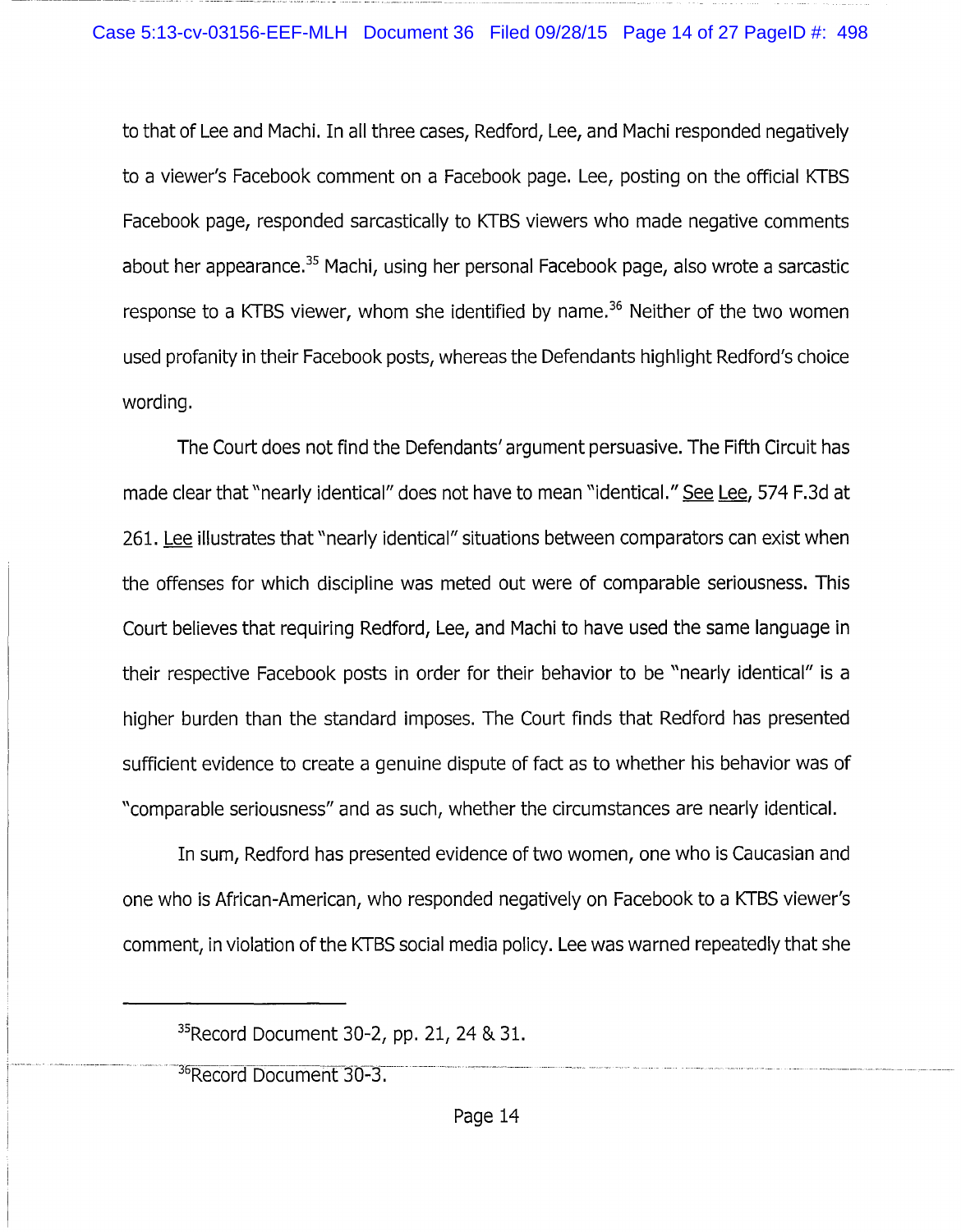to that of Lee and Machi. In all three cases, Redford, Lee, and Machi responded negatively to a viewer's Facebook comment on a Facebook page. Lee, posting on the official KTBS Facebook page, responded sarcastically to KTBS viewers who made negative comments about her appearance.[35] Machi, using her personal Facebook page, also wrote a sarcastic response to a KTBS viewer, whom she identified by name.[36] Neither of the two women used profanity in their Facebook posts, whereas the Defendants highlight Redford's choice wording.

The Court does not find the Defendants' argument persuasive. The Fifth Circuit has made clear that "nearly identical" does not have to mean "identical." See Lee, 574 F.3d at 261. Lee illustrates that "nearly identical" situations between comparators can exist when the offenses for which discipline was meted out were of comparable seriousness. This Court believes that requiring Redford, Lee, and Machi to have used the same language in their respective Facebook posts in order for their behavior to be "nearly identical" is a higher burden than the standard imposes. The Court finds that Redford has presented sufficient evidence to create a genuine dispute of fact as to whether his behavior was of "comparable seriousness" and as such, whether the circumstances are nearly identical.

In sum, Redford has presented evidence of two women, one who is Caucasian and one who is African-American, who responded negatively on Facebook to a KTBS viewer's comment, in violation of the KTBS social media policy. Lee was warned repeatedly that she

---

[35] Record Document 30-2, pp. 21, 24 & 31.

[36] Record Document 30-3.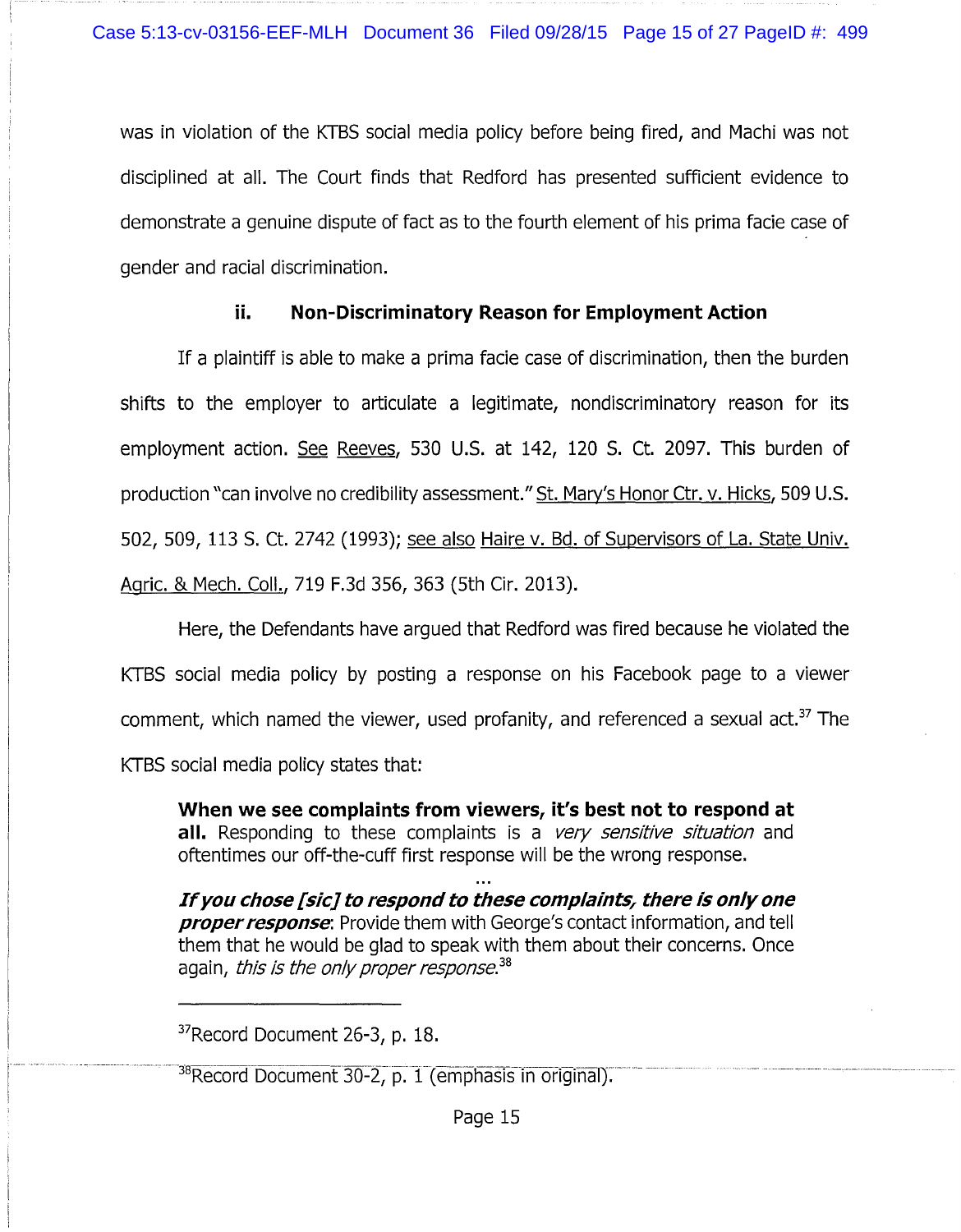was in violation of the KTBS social media policy before being fired, and Machi was not disciplined at all. The Court finds that Redford has presented sufficient evidence to demonstrate a genuine dispute of fact as to the fourth element of his prima facie case of gender and racial discrimination.

### ii. Non-Discriminatory Reason for Employment Action

If a plaintiff is able to make a prima facie case of discrimination, then the burden shifts to the employer to articulate a legitimate, nondiscriminatory reason for its employment action. See Reeves, 530 U.S. at 142, 120 S. Ct. 2097. This burden of production "can involve no credibility assessment." St. Mary's Honor Ctr. v. Hicks, 509 U.S. 502, 509, 113 S. Ct. 2742 (1993); see also Haire v. Bd. of Supervisors of La. State Univ. Agric. & Mech. Coll., 719 F.3d 356, 363 (5th Cir. 2013).

Here, the Defendants have argued that Redford was fired because he violated the KTBS social media policy by posting a response on his Facebook page to a viewer comment, which named the viewer, used profanity, and referenced a sexual act.[37] The KTBS social media policy states that:

> **When we see complaints from viewers, it's best not to respond at all.** Responding to these complaints is a *very sensitive situation* and oftentimes our off-the-cuff first response will be the wrong response.
>
> ...
>
> ***If you chose [sic] to respond to these complaints, there is only one proper response***: Provide them with George's contact information, and tell them that he would be glad to speak with them about their concerns. Once again, *this is the only proper response*.[38]

---

[37] Record Document 26-3, p. 18.

[38] Record Document 30-2, p. 1 (emphasis in original).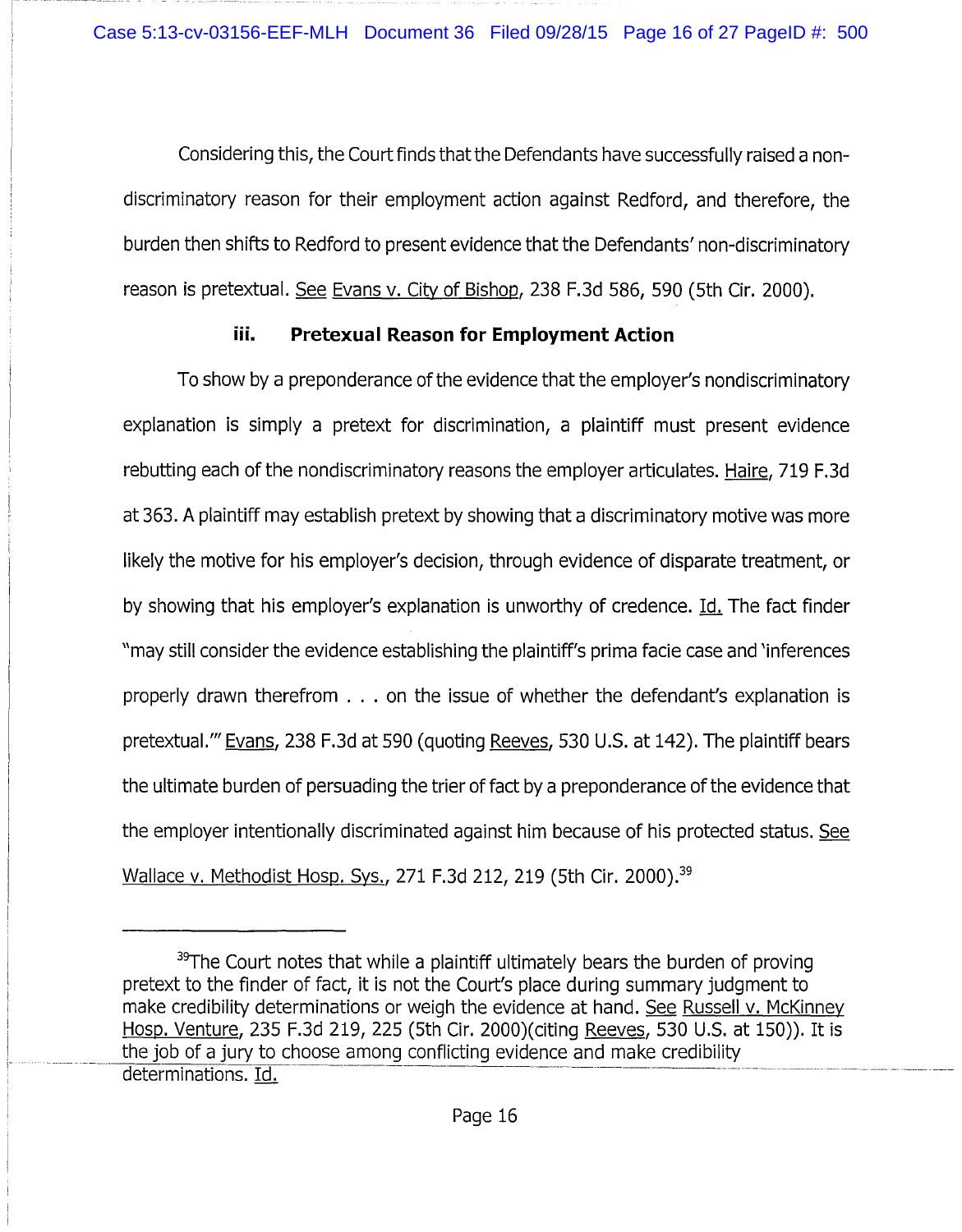Considering this, the Court finds that the Defendants have successfully raised a non-discriminatory reason for their employment action against Redford, and therefore, the burden then shifts to Redford to present evidence that the Defendants' non-discriminatory reason is pretextual. See Evans v. City of Bishop, 238 F.3d 586, 590 (5th Cir. 2000).

### iii. Pretexual Reason for Employment Action

To show by a preponderance of the evidence that the employer's nondiscriminatory explanation is simply a pretext for discrimination, a plaintiff must present evidence rebutting each of the nondiscriminatory reasons the employer articulates. Haire, 719 F.3d at 363. A plaintiff may establish pretext by showing that a discriminatory motive was more likely the motive for his employer's decision, through evidence of disparate treatment, or by showing that his employer's explanation is unworthy of credence. Id. The fact finder "may still consider the evidence establishing the plaintiff's prima facie case and 'inferences properly drawn therefrom . . . on the issue of whether the defendant's explanation is pretextual.'" Evans, 238 F.3d at 590 (quoting Reeves, 530 U.S. at 142). The plaintiff bears the ultimate burden of persuading the trier of fact by a preponderance of the evidence that the employer intentionally discriminated against him because of his protected status. See Wallace v. Methodist Hosp. Sys., 271 F.3d 212, 219 (5th Cir. 2000).[39]

---

[39] The Court notes that while a plaintiff ultimately bears the burden of proving pretext to the finder of fact, it is not the Court's place during summary judgment to make credibility determinations or weigh the evidence at hand. See Russell v. McKinney Hosp. Venture, 235 F.3d 219, 225 (5th Cir. 2000)(citing Reeves, 530 U.S. at 150)). It is the job of a jury to choose among conflicting evidence and make credibility determinations. Id.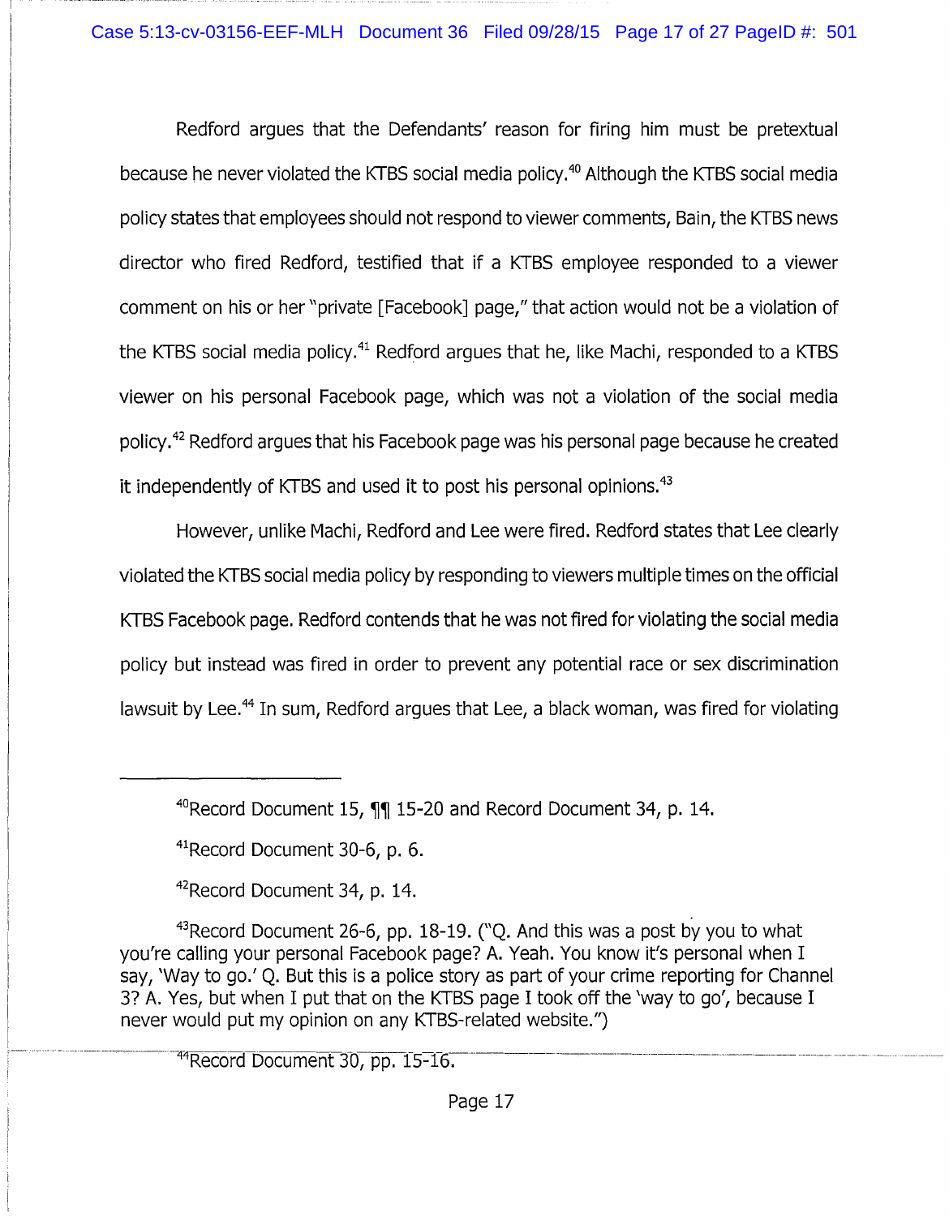Redford argues that the Defendants' reason for firing him must be pretextual because he never violated the KTBS social media policy.[40] Although the KTBS social media policy states that employees should not respond to viewer comments, Bain, the KTBS news director who fired Redford, testified that if a KTBS employee responded to a viewer comment on his or her "private [Facebook] page," that action would not be a violation of the KTBS social media policy.[41] Redford argues that he, like Machi, responded to a KTBS viewer on his personal Facebook page, which was not a violation of the social media policy.[42] Redford argues that his Facebook page was his personal page because he created it independently of KTBS and used it to post his personal opinions.[43]

However, unlike Machi, Redford and Lee were fired. Redford states that Lee clearly violated the KTBS social media policy by responding to viewers multiple times on the official KTBS Facebook page. Redford contends that he was not fired for violating the social media policy but instead was fired in order to prevent any potential race or sex discrimination lawsuit by Lee.[44] In sum, Redford argues that Lee, a black woman, was fired for violating

---

[40]Record Document 15, ¶¶ 15-20 and Record Document 34, p. 14.

[41]Record Document 30-6, p. 6.

[42]Record Document 34, p. 14.

[43]Record Document 26-6, pp. 18-19. ("Q. And this was a post by you to what you're calling your personal Facebook page? A. Yeah. You know it's personal when I say, 'Way to go.' Q. But this is a police story as part of your crime reporting for Channel 3? A. Yes, but when I put that on the KTBS page I took off the 'way to go', because I never would put my opinion on any KTBS-related website.")

[44]Record Document 30, pp. 15-16.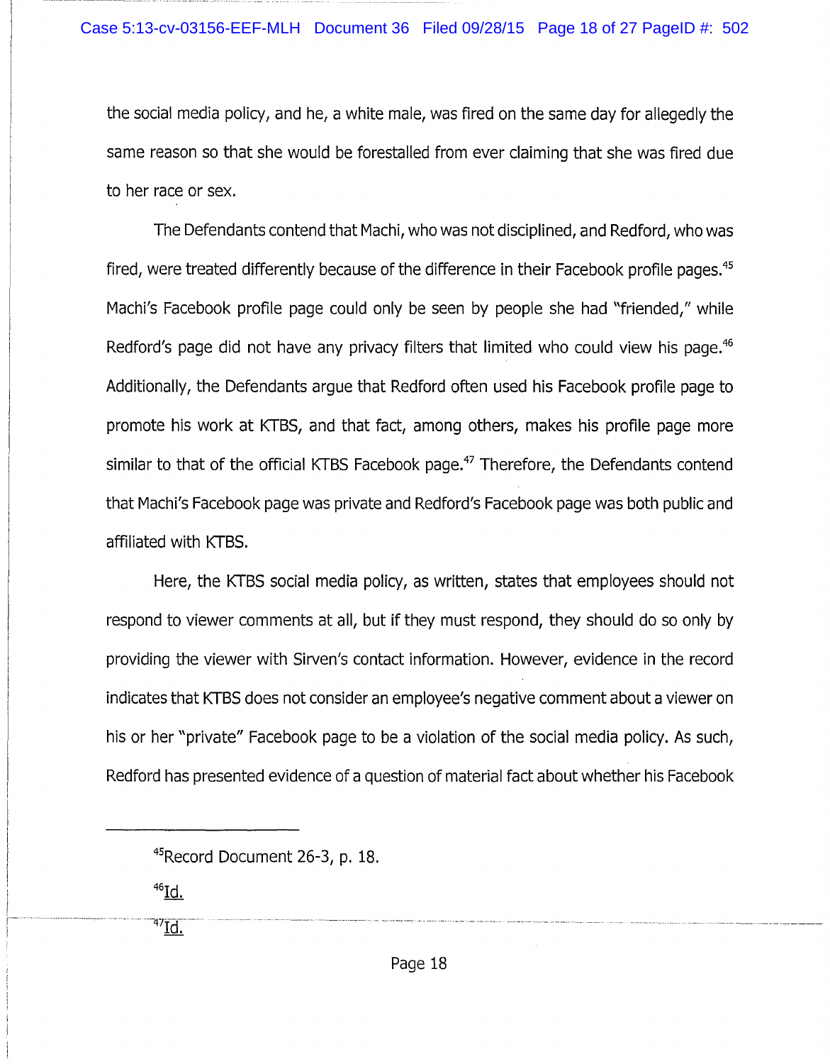the social media policy, and he, a white male, was fired on the same day for allegedly the same reason so that she would be forestalled from ever claiming that she was fired due to her race or sex.

The Defendants contend that Machi, who was not disciplined, and Redford, who was fired, were treated differently because of the difference in their Facebook profile pages.[45] Machi's Facebook profile page could only be seen by people she had "friended," while Redford's page did not have any privacy filters that limited who could view his page.[46] Additionally, the Defendants argue that Redford often used his Facebook profile page to promote his work at KTBS, and that fact, among others, makes his profile page more similar to that of the official KTBS Facebook page.[47] Therefore, the Defendants contend that Machi's Facebook page was private and Redford's Facebook page was both public and affiliated with KTBS.

Here, the KTBS social media policy, as written, states that employees should not respond to viewer comments at all, but if they must respond, they should do so only by providing the viewer with Sirven's contact information. However, evidence in the record indicates that KTBS does not consider an employee's negative comment about a viewer on his or her "private" Facebook page to be a violation of the social media policy. As such, Redford has presented evidence of a question of material fact about whether his Facebook

---

[45]Record Document 26-3, p. 18.

[46]Id.

[47]Id.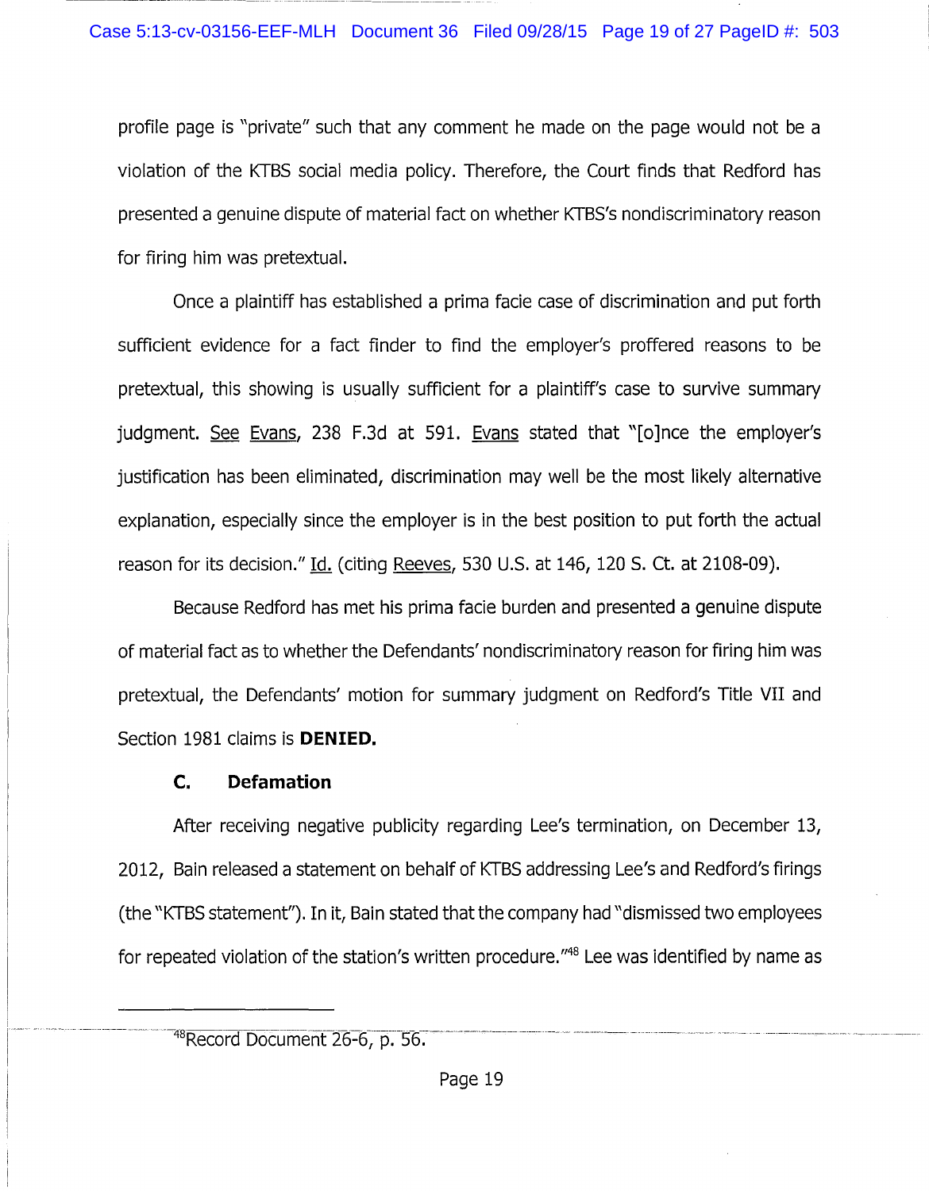profile page is "private" such that any comment he made on the page would not be a violation of the KTBS social media policy. Therefore, the Court finds that Redford has presented a genuine dispute of material fact on whether KTBS's nondiscriminatory reason for firing him was pretextual.

Once a plaintiff has established a prima facie case of discrimination and put forth sufficient evidence for a fact finder to find the employer's proffered reasons to be pretextual, this showing is usually sufficient for a plaintiff's case to survive summary judgment. See Evans, 238 F.3d at 591. Evans stated that "[o]nce the employer's justification has been eliminated, discrimination may well be the most likely alternative explanation, especially since the employer is in the best position to put forth the actual reason for its decision." Id. (citing Reeves, 530 U.S. at 146, 120 S. Ct. at 2108-09).

Because Redford has met his prima facie burden and presented a genuine dispute of material fact as to whether the Defendants' nondiscriminatory reason for firing him was pretextual, the Defendants' motion for summary judgment on Redford's Title VII and Section 1981 claims is **DENIED.**

### C. Defamation

After receiving negative publicity regarding Lee's termination, on December 13, 2012, Bain released a statement on behalf of KTBS addressing Lee's and Redford's firings (the "KTBS statement"). In it, Bain stated that the company had "dismissed two employees for repeated violation of the station's written procedure."[48] Lee was identified by name as

---

[48] Record Document 26-6, p. 56.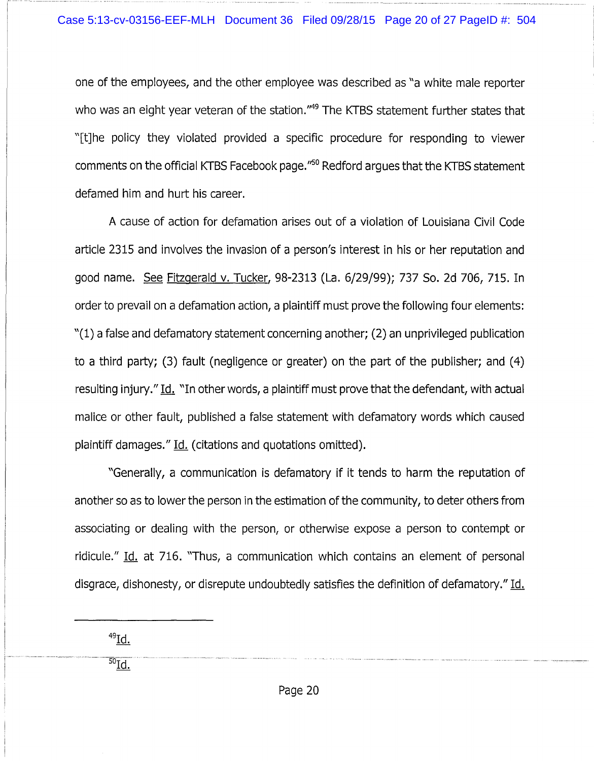one of the employees, and the other employee was described as "a white male reporter who was an eight year veteran of the station."[49] The KTBS statement further states that "[t]he policy they violated provided a specific procedure for responding to viewer comments on the official KTBS Facebook page."[50] Redford argues that the KTBS statement defamed him and hurt his career.

A cause of action for defamation arises out of a violation of Louisiana Civil Code article 2315 and involves the invasion of a person's interest in his or her reputation and good name. See Fitzgerald v. Tucker, 98-2313 (La. 6/29/99); 737 So. 2d 706, 715. In order to prevail on a defamation action, a plaintiff must prove the following four elements: "(1) a false and defamatory statement concerning another; (2) an unprivileged publication to a third party; (3) fault (negligence or greater) on the part of the publisher; and (4) resulting injury." Id. "In other words, a plaintiff must prove that the defendant, with actual malice or other fault, published a false statement with defamatory words which caused plaintiff damages." Id. (citations and quotations omitted).

"Generally, a communication is defamatory if it tends to harm the reputation of another so as to lower the person in the estimation of the community, to deter others from associating or dealing with the person, or otherwise expose a person to contempt or ridicule." Id. at 716. "Thus, a communication which contains an element of personal disgrace, dishonesty, or disrepute undoubtedly satisfies the definition of defamatory." Id.

---

[49] Id.

[50] Id.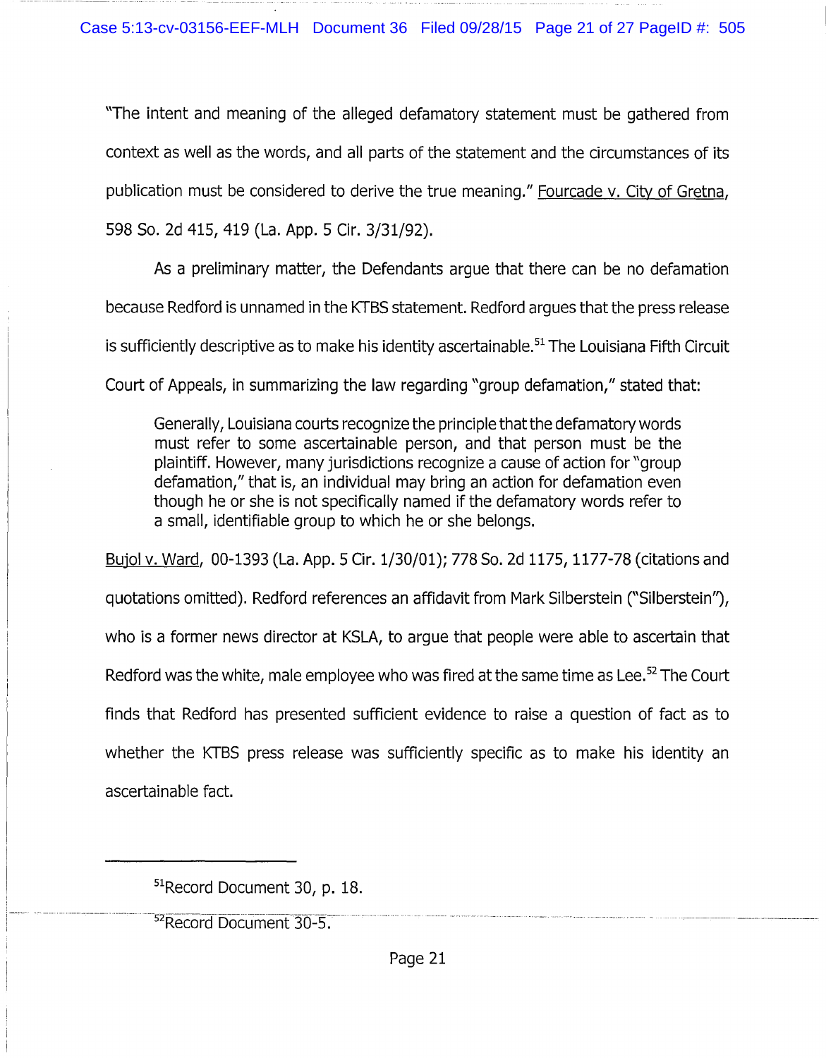"The intent and meaning of the alleged defamatory statement must be gathered from context as well as the words, and all parts of the statement and the circumstances of its publication must be considered to derive the true meaning." Fourcade v. City of Gretna, 598 So. 2d 415, 419 (La. App. 5 Cir. 3/31/92).

As a preliminary matter, the Defendants argue that there can be no defamation because Redford is unnamed in the KTBS statement. Redford argues that the press release is sufficiently descriptive as to make his identity ascertainable.[51] The Louisiana Fifth Circuit Court of Appeals, in summarizing the law regarding "group defamation," stated that:

> Generally, Louisiana courts recognize the principle that the defamatory words must refer to some ascertainable person, and that person must be the plaintiff. However, many jurisdictions recognize a cause of action for "group defamation," that is, an individual may bring an action for defamation even though he or she is not specifically named if the defamatory words refer to a small, identifiable group to which he or she belongs.

Bujol v. Ward, 00-1393 (La. App. 5 Cir. 1/30/01); 778 So. 2d 1175, 1177-78 (citations and quotations omitted). Redford references an affidavit from Mark Silberstein ("Silberstein"), who is a former news director at KSLA, to argue that people were able to ascertain that Redford was the white, male employee who was fired at the same time as Lee.[52] The Court finds that Redford has presented sufficient evidence to raise a question of fact as to whether the KTBS press release was sufficiently specific as to make his identity an ascertainable fact.

---

[51] Record Document 30, p. 18.

[52] Record Document 30-5.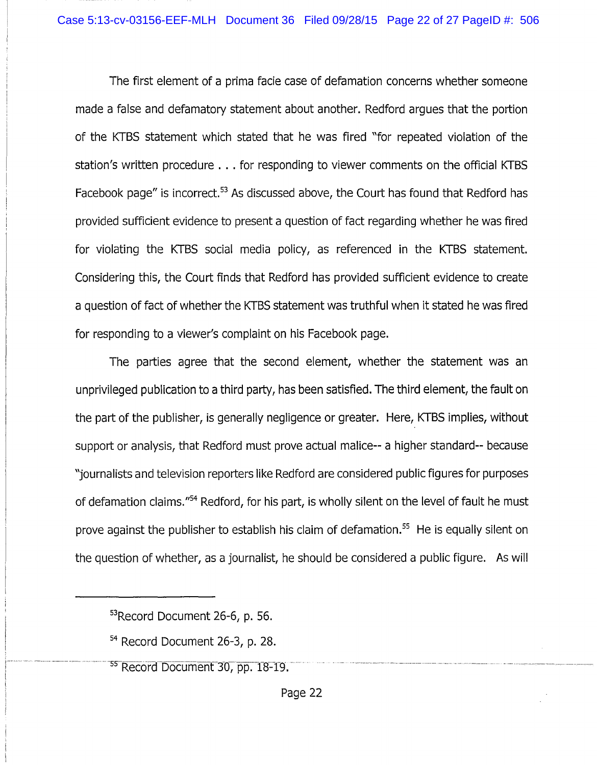The first element of a prima facie case of defamation concerns whether someone made a false and defamatory statement about another. Redford argues that the portion of the KTBS statement which stated that he was fired "for repeated violation of the station's written procedure . . . for responding to viewer comments on the official KTBS Facebook page" is incorrect.[53] As discussed above, the Court has found that Redford has provided sufficient evidence to present a question of fact regarding whether he was fired for violating the KTBS social media policy, as referenced in the KTBS statement. Considering this, the Court finds that Redford has provided sufficient evidence to create a question of fact of whether the KTBS statement was truthful when it stated he was fired for responding to a viewer's complaint on his Facebook page.

The parties agree that the second element, whether the statement was an unprivileged publication to a third party, has been satisfied. The third element, the fault on the part of the publisher, is generally negligence or greater. Here, KTBS implies, without support or analysis, that Redford must prove actual malice-- a higher standard-- because "journalists and television reporters like Redford are considered public figures for purposes of defamation claims."[54] Redford, for his part, is wholly silent on the level of fault he must prove against the publisher to establish his claim of defamation.[55] He is equally silent on the question of whether, as a journalist, he should be considered a public figure. As will

---

[53] Record Document 26-6, p. 56.

[54] Record Document 26-3, p. 28.

[55] Record Document 30, pp. 18-19.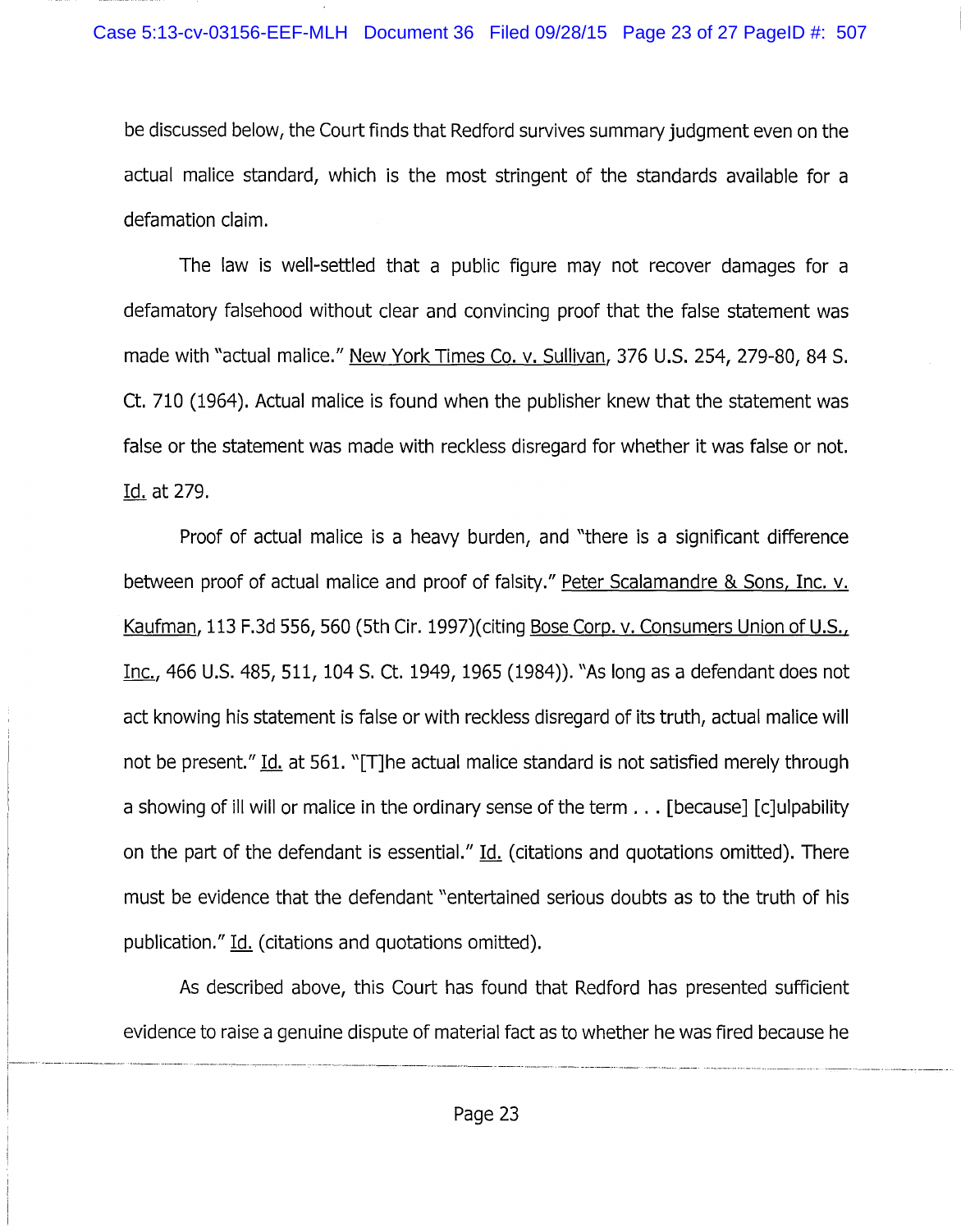be discussed below, the Court finds that Redford survives summary judgment even on the actual malice standard, which is the most stringent of the standards available for a defamation claim.

The law is well-settled that a public figure may not recover damages for a defamatory falsehood without clear and convincing proof that the false statement was made with "actual malice." New York Times Co. v. Sullivan, 376 U.S. 254, 279-80, 84 S. Ct. 710 (1964). Actual malice is found when the publisher knew that the statement was false or the statement was made with reckless disregard for whether it was false or not. Id. at 279.

Proof of actual malice is a heavy burden, and "there is a significant difference between proof of actual malice and proof of falsity." Peter Scalamandre & Sons, Inc. v. Kaufman, 113 F.3d 556, 560 (5th Cir. 1997)(citing Bose Corp. v. Consumers Union of U.S., Inc., 466 U.S. 485, 511, 104 S. Ct. 1949, 1965 (1984)). "As long as a defendant does not act knowing his statement is false or with reckless disregard of its truth, actual malice will not be present." Id. at 561. "[T]he actual malice standard is not satisfied merely through a showing of ill will or malice in the ordinary sense of the term . . . [because] [c]ulpability on the part of the defendant is essential." Id. (citations and quotations omitted). There must be evidence that the defendant "entertained serious doubts as to the truth of his publication." Id. (citations and quotations omitted).

As described above, this Court has found that Redford has presented sufficient evidence to raise a genuine dispute of material fact as to whether he was fired because he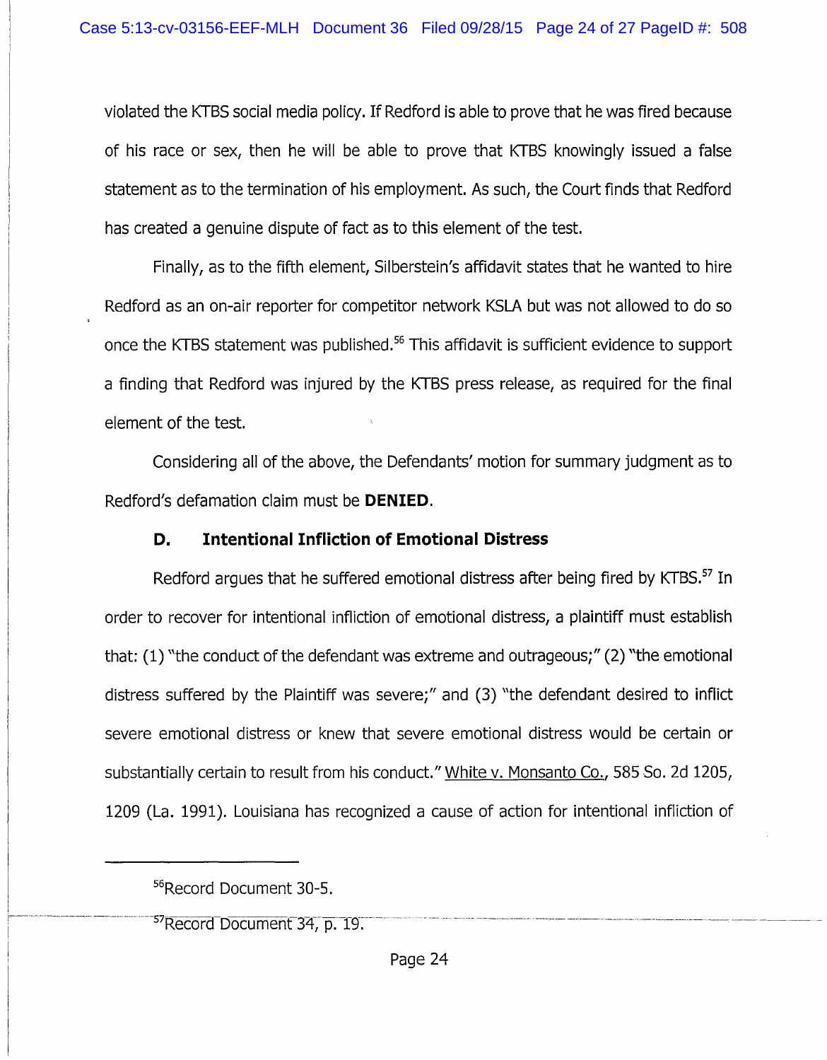violated the KTBS social media policy. If Redford is able to prove that he was fired because of his race or sex, then he will be able to prove that KTBS knowingly issued a false statement as to the termination of his employment. As such, the Court finds that Redford has created a genuine dispute of fact as to this element of the test.

Finally, as to the fifth element, Silberstein's affidavit states that he wanted to hire Redford as an on-air reporter for competitor network KSLA but was not allowed to do so once the KTBS statement was published.[56] This affidavit is sufficient evidence to support a finding that Redford was injured by the KTBS press release, as required for the final element of the test.

Considering all of the above, the Defendants' motion for summary judgment as to Redford's defamation claim must be **DENIED**.

### D. Intentional Infliction of Emotional Distress

Redford argues that he suffered emotional distress after being fired by KTBS.[57] In order to recover for intentional infliction of emotional distress, a plaintiff must establish that: (1) "the conduct of the defendant was extreme and outrageous;" (2) "the emotional distress suffered by the Plaintiff was severe;" and (3) "the defendant desired to inflict severe emotional distress or knew that severe emotional distress would be certain or substantially certain to result from his conduct." White v. Monsanto Co., 585 So. 2d 1205, 1209 (La. 1991). Louisiana has recognized a cause of action for intentional infliction of

---

[56] Record Document 30-5.

[57] Record Document 34, p. 19.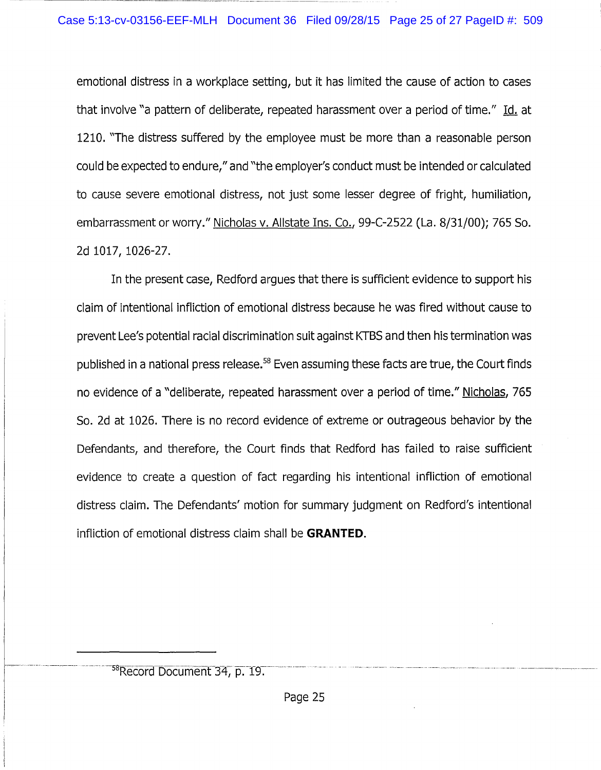emotional distress in a workplace setting, but it has limited the cause of action to cases that involve "a pattern of deliberate, repeated harassment over a period of time." Id. at 1210. "The distress suffered by the employee must be more than a reasonable person could be expected to endure," and "the employer's conduct must be intended or calculated to cause severe emotional distress, not just some lesser degree of fright, humiliation, embarrassment or worry." Nicholas v. Allstate Ins. Co., 99-C-2522 (La. 8/31/00); 765 So. 2d 1017, 1026-27.

In the present case, Redford argues that there is sufficient evidence to support his claim of intentional infliction of emotional distress because he was fired without cause to prevent Lee's potential racial discrimination suit against KTBS and then his termination was published in a national press release.[58] Even assuming these facts are true, the Court finds no evidence of a "deliberate, repeated harassment over a period of time." Nicholas, 765 So. 2d at 1026. There is no record evidence of extreme or outrageous behavior by the Defendants, and therefore, the Court finds that Redford has failed to raise sufficient evidence to create a question of fact regarding his intentional infliction of emotional distress claim. The Defendants' motion for summary judgment on Redford's intentional infliction of emotional distress claim shall be **GRANTED**.

---

[58]Record Document 34, p. 19.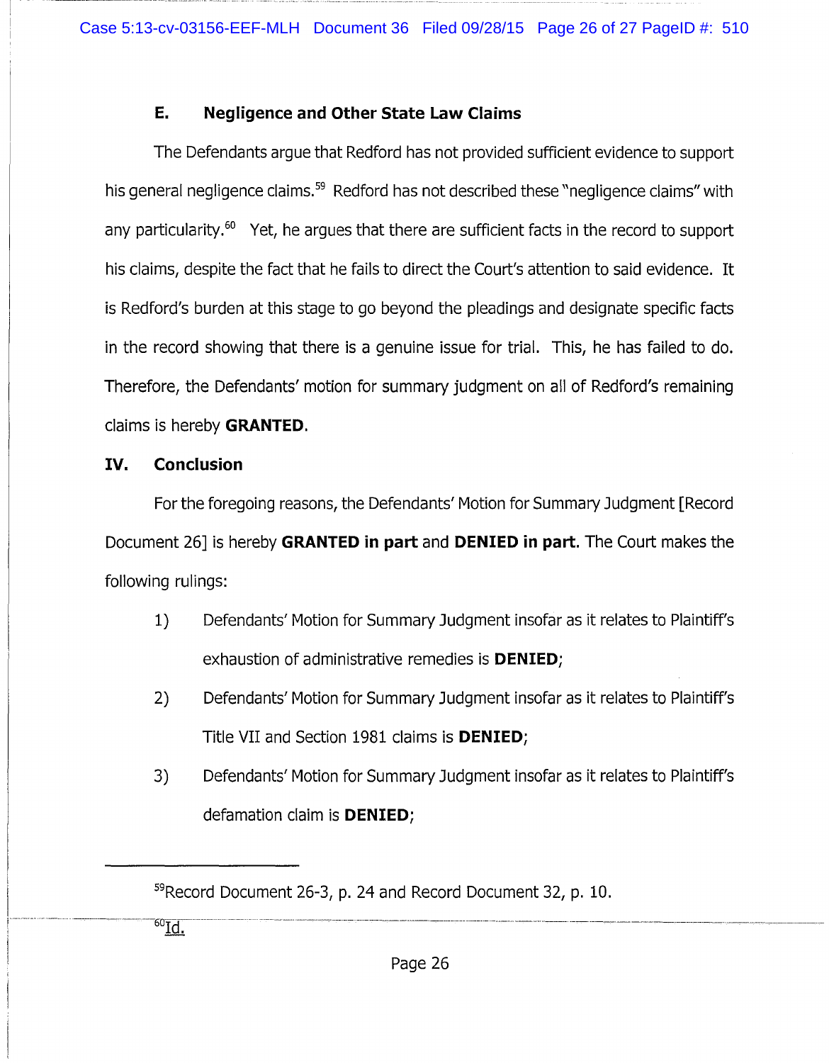### E. Negligence and Other State Law Claims

The Defendants argue that Redford has not provided sufficient evidence to support his general negligence claims.[59] Redford has not described these "negligence claims" with any particularity.[60] Yet, he argues that there are sufficient facts in the record to support his claims, despite the fact that he fails to direct the Court's attention to said evidence. It is Redford's burden at this stage to go beyond the pleadings and designate specific facts in the record showing that there is a genuine issue for trial. This, he has failed to do. Therefore, the Defendants' motion for summary judgment on all of Redford's remaining claims is hereby **GRANTED**.

## IV. Conclusion

For the foregoing reasons, the Defendants' Motion for Summary Judgment [Record Document 26] is hereby **GRANTED in part** and **DENIED in part**. The Court makes the following rulings:

1) Defendants' Motion for Summary Judgment insofar as it relates to Plaintiff's exhaustion of administrative remedies is **DENIED**;

2) Defendants' Motion for Summary Judgment insofar as it relates to Plaintiff's Title VII and Section 1981 claims is **DENIED**;

3) Defendants' Motion for Summary Judgment insofar as it relates to Plaintiff's defamation claim is **DENIED**;

---

[59] Record Document 26-3, p. 24 and Record Document 32, p. 10.

[60] Id.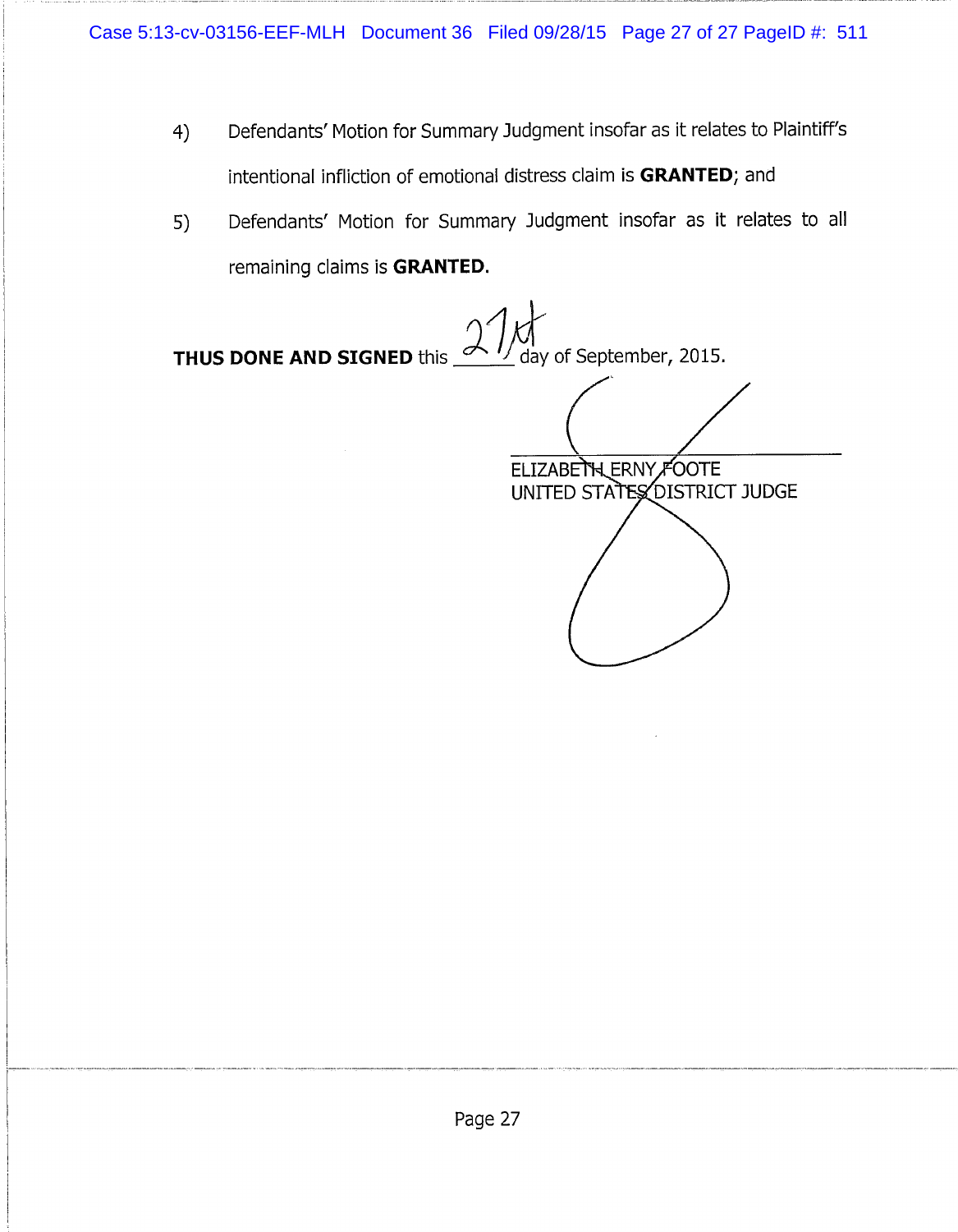4) Defendants' Motion for Summary Judgment insofar as it relates to Plaintiff's intentional infliction of emotional distress claim is **GRANTED**; and

5) Defendants' Motion for Summary Judgment insofar as it relates to all remaining claims is **GRANTED.**

**THUS DONE AND SIGNED** this 27th day of September, 2015.

ELIZABETH ERNY FOOTE
UNITED STATES DISTRICT JUDGE